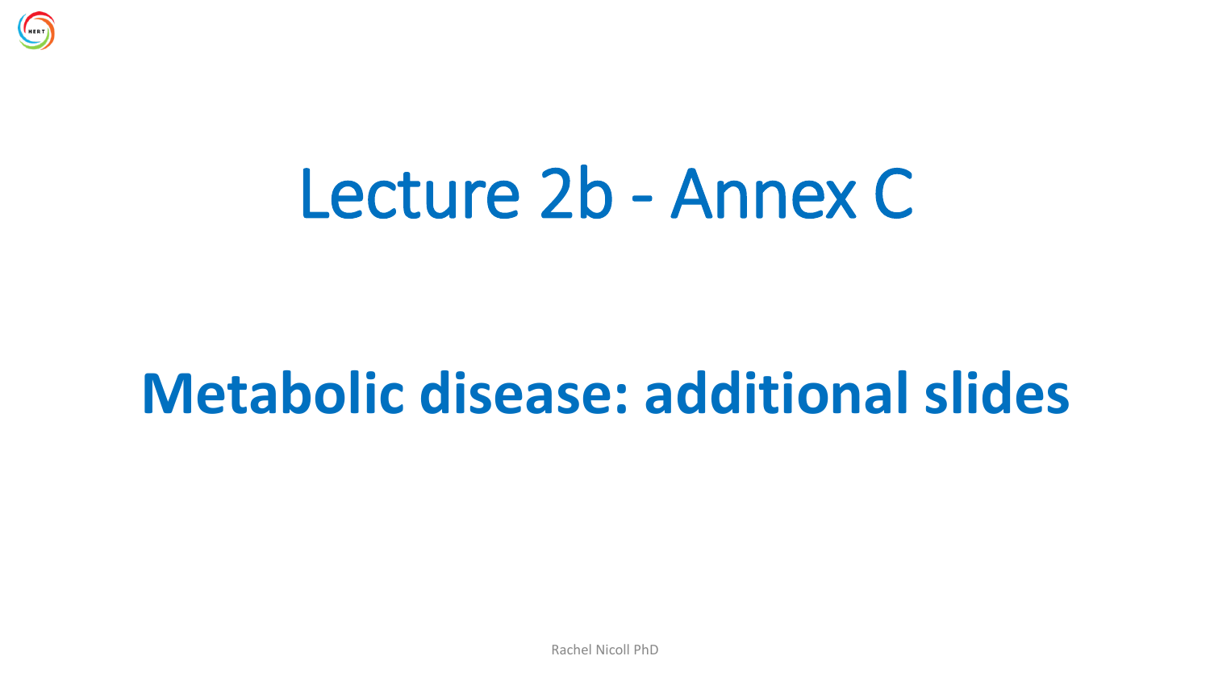# Lecture 2b - Annex C

## Metabolic disease: additional slides

Rachel Nicoll PhD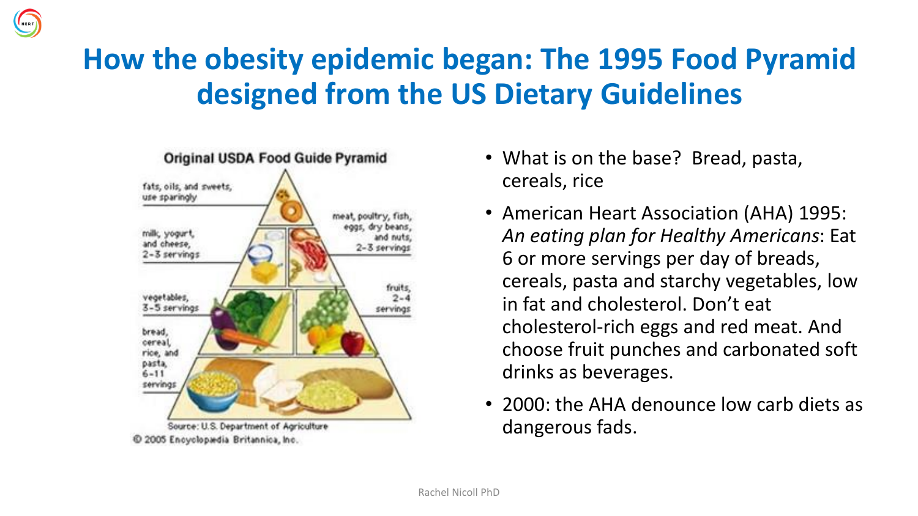# How the obesity epidemic began: The 1995 Food Pyramid designed from the US Dietary Guidelines

Original USDA Food Guide Pyramid

fats, oils, and sweets, use sparingly

milk, yogurt, and cheese, 2-3 servings

meat, poultry, fish, eggs, dry beans, and nuts, 2-3 servings

vegetables, 3-5 servings

fruits, 2-4 servings

bread, cereal, rice, and pasta, 6-11 servings

Source: U.S. Department of Agriculture

© 2005 Encyclopædia Britannica, Inc.

- What is on the base? Bread, pasta, cereals, rice
- American Heart Association (AHA) 1995: *An eating plan for Healthy Americans*: Eat 6 or more servings per day of breads, cereals, pasta and starchy vegetables, low in fat and cholesterol. Don't eat cholesterol-rich eggs and red meat. And choose fruit punches and carbonated soft drinks as beverages.
- 2000: the AHA denounce low carb diets as dangerous fads.

Rachel Nicoll PhD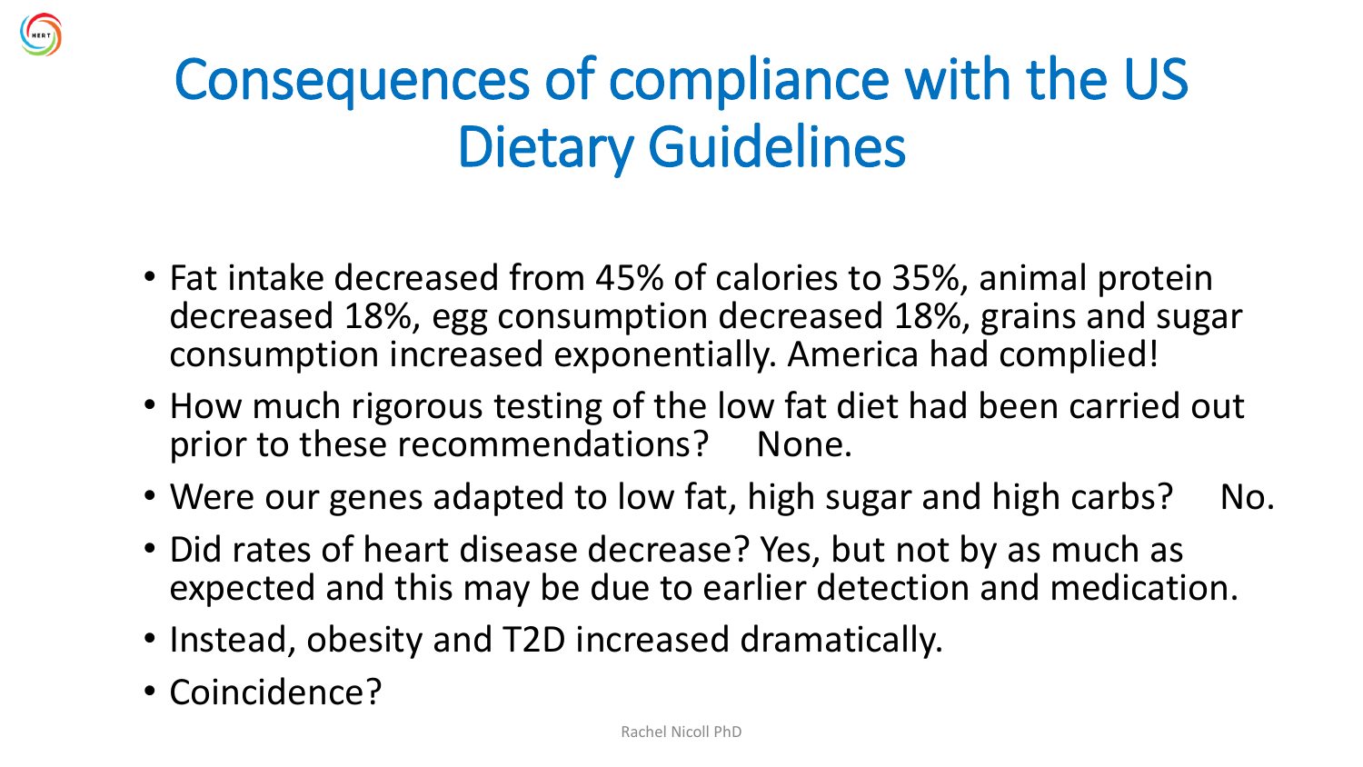# Consequences of compliance with the US Dietary Guidelines

- Fat intake decreased from 45% of calories to 35%, animal protein decreased 18%, egg consumption decreased 18%, grains and sugar consumption increased exponentially. America had complied!
- How much rigorous testing of the low fat diet had been carried out prior to these recommendations? None.
- Were our genes adapted to low fat, high sugar and high carbs? No.
- Did rates of heart disease decrease? Yes, but not by as much as expected and this may be due to earlier detection and medication.
- Instead, obesity and T2D increased dramatically.
- Coincidence?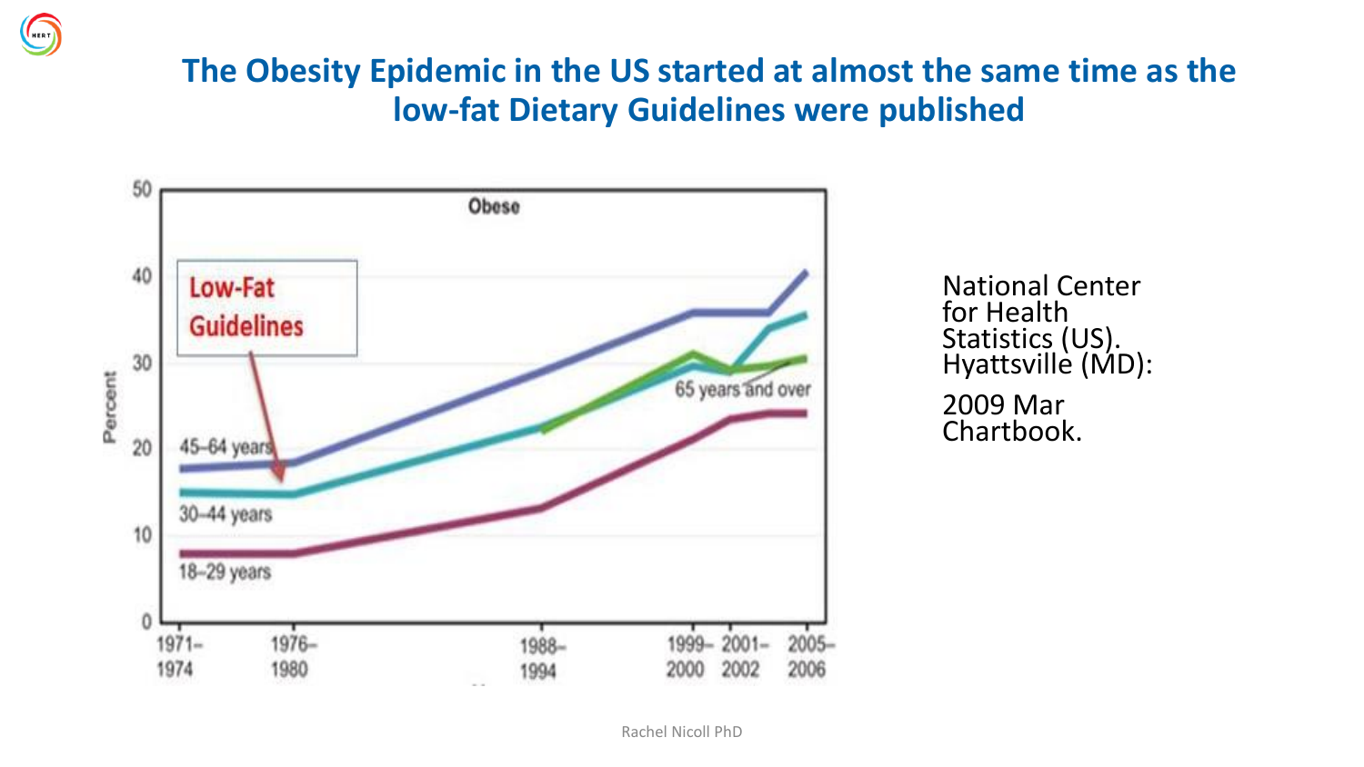# The Obesity Epidemic in the US started at almost the same time as the low-fat Dietary Guidelines were published

Obese

Low-Fat Guidelines

Percent

50
40
30
20
10
0

45–64 years

30–44 years

18–29 years

65 years and over

1971–1974
1976–1980
1988–1994
1999–2000
2001–2002
2005–2006

National Center for Health Statistics (US). Hyattsville (MD):

2009 Mar Chartbook.

Rachel Nicoll PhD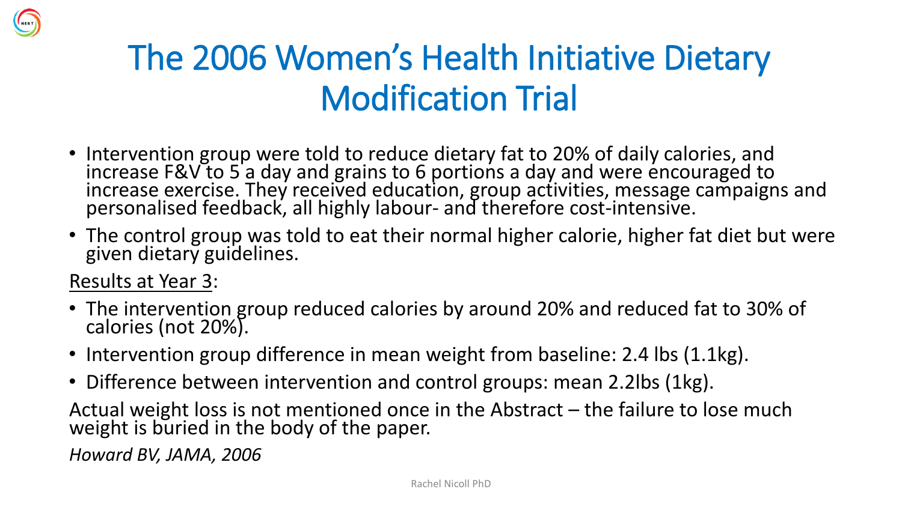# The 2006 Women's Health Initiative Dietary Modification Trial

- Intervention group were told to reduce dietary fat to 20% of daily calories, and increase F&V to 5 a day and grains to 6 portions a day and were encouraged to increase exercise. They received education, group activities, message campaigns and personalised feedback, all highly labour- and therefore cost-intensive.
- The control group was told to eat their normal higher calorie, higher fat diet but were given dietary guidelines.

Results at Year 3:

- The intervention group reduced calories by around 20% and reduced fat to 30% of calories (not 20%).
- Intervention group difference in mean weight from baseline: 2.4 lbs (1.1kg).
- Difference between intervention and control groups: mean 2.2lbs (1kg).

Actual weight loss is not mentioned once in the Abstract – the failure to lose much weight is buried in the body of the paper.

*Howard BV, JAMA, 2006*

Rachel Nicoll PhD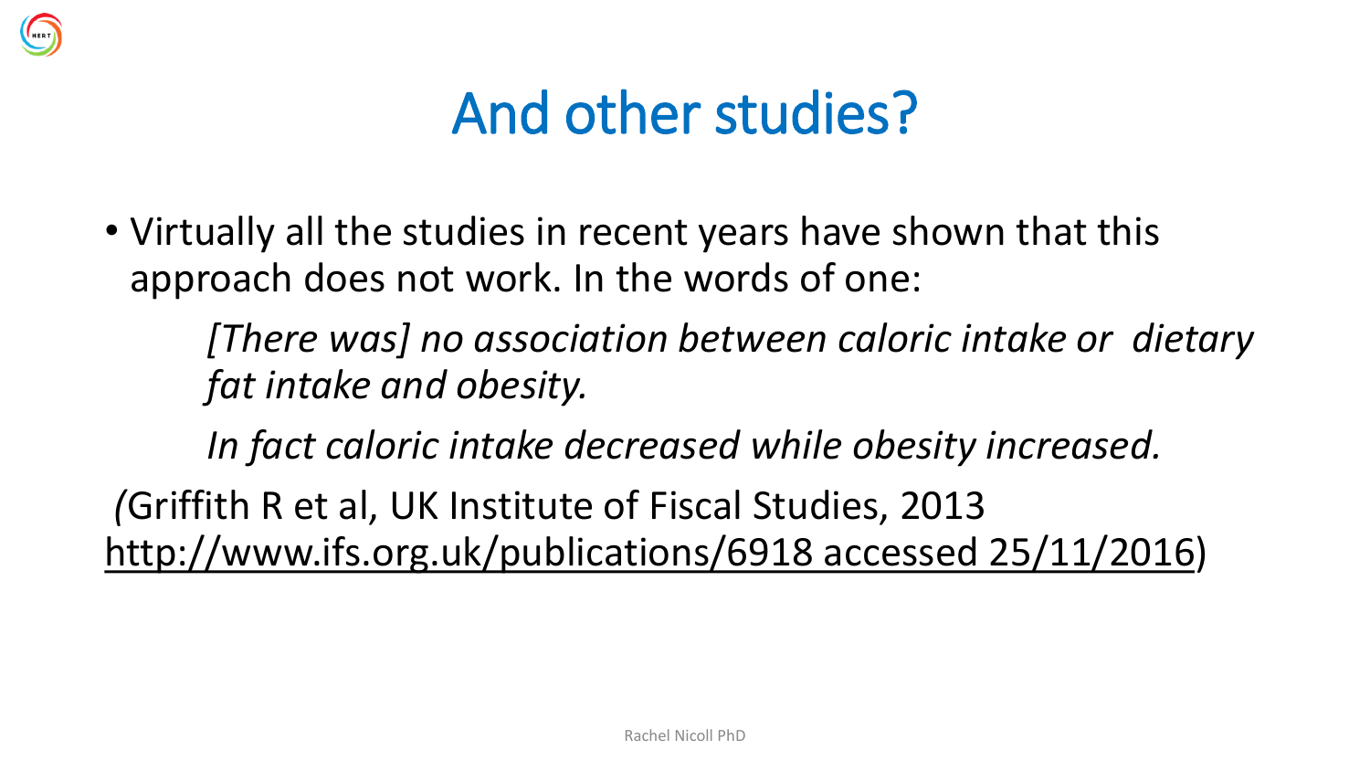# And other studies?

- Virtually all the studies in recent years have shown that this approach does not work. In the words of one:

  *[There was] no association between caloric intake or dietary fat intake and obesity.*

  *In fact caloric intake decreased while obesity increased.*

*(*Griffith R et al, UK Institute of Fiscal Studies, 2013 http://www.ifs.org.uk/publications/6918 accessed 25/11/2016)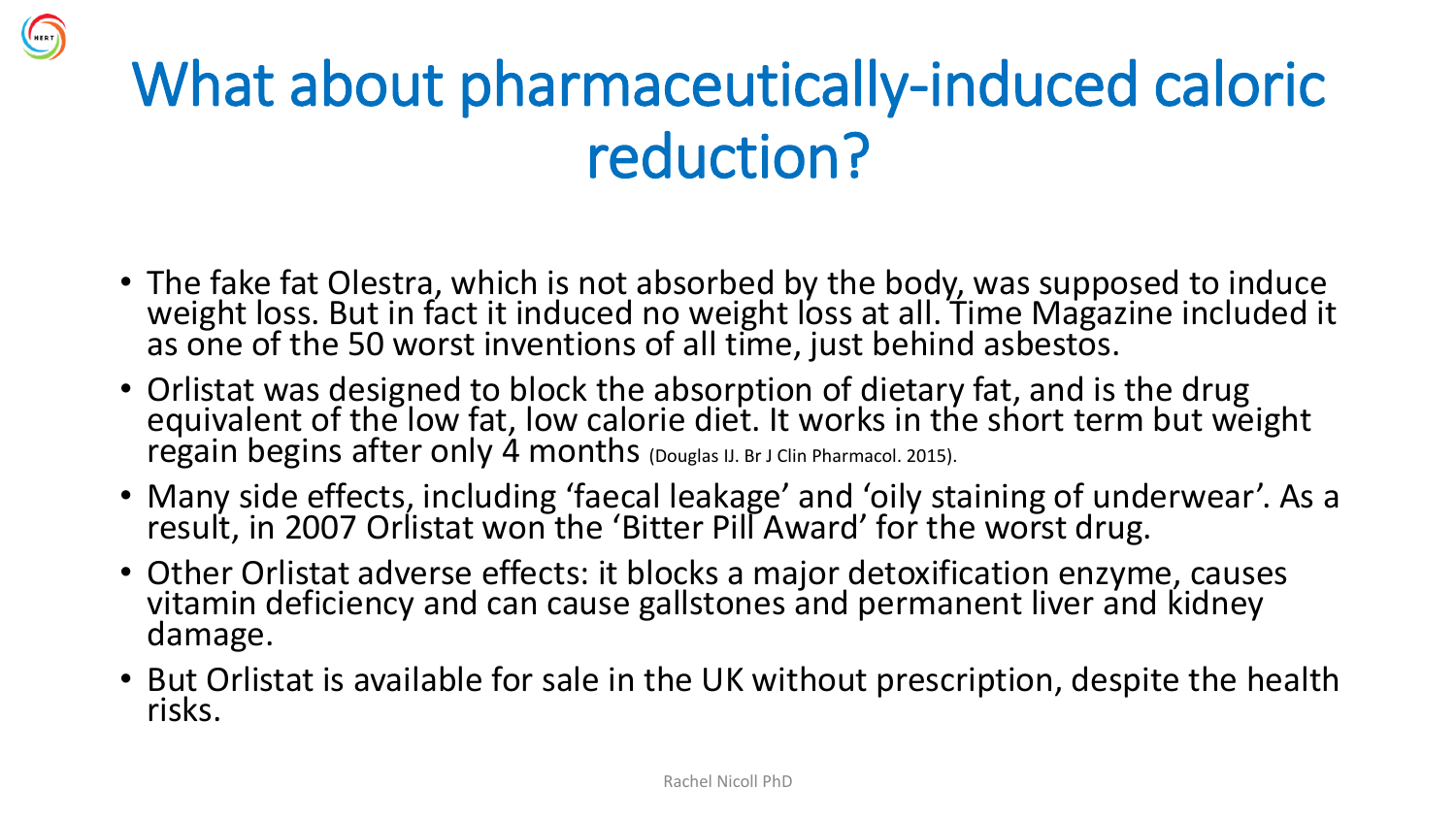# What about pharmaceutically-induced caloric reduction?

- The fake fat Olestra, which is not absorbed by the body, was supposed to induce weight loss. But in fact it induced no weight loss at all. Time Magazine included it as one of the 50 worst inventions of all time, just behind asbestos.
- Orlistat was designed to block the absorption of dietary fat, and is the drug equivalent of the low fat, low calorie diet. It works in the short term but weight regain begins after only 4 months (Douglas IJ. Br J Clin Pharmacol. 2015).
- Many side effects, including 'faecal leakage' and 'oily staining of underwear'. As a result, in 2007 Orlistat won the 'Bitter Pill Award' for the worst drug.
- Other Orlistat adverse effects: it blocks a major detoxification enzyme, causes vitamin deficiency and can cause gallstones and permanent liver and kidney damage.
- But Orlistat is available for sale in the UK without prescription, despite the health risks.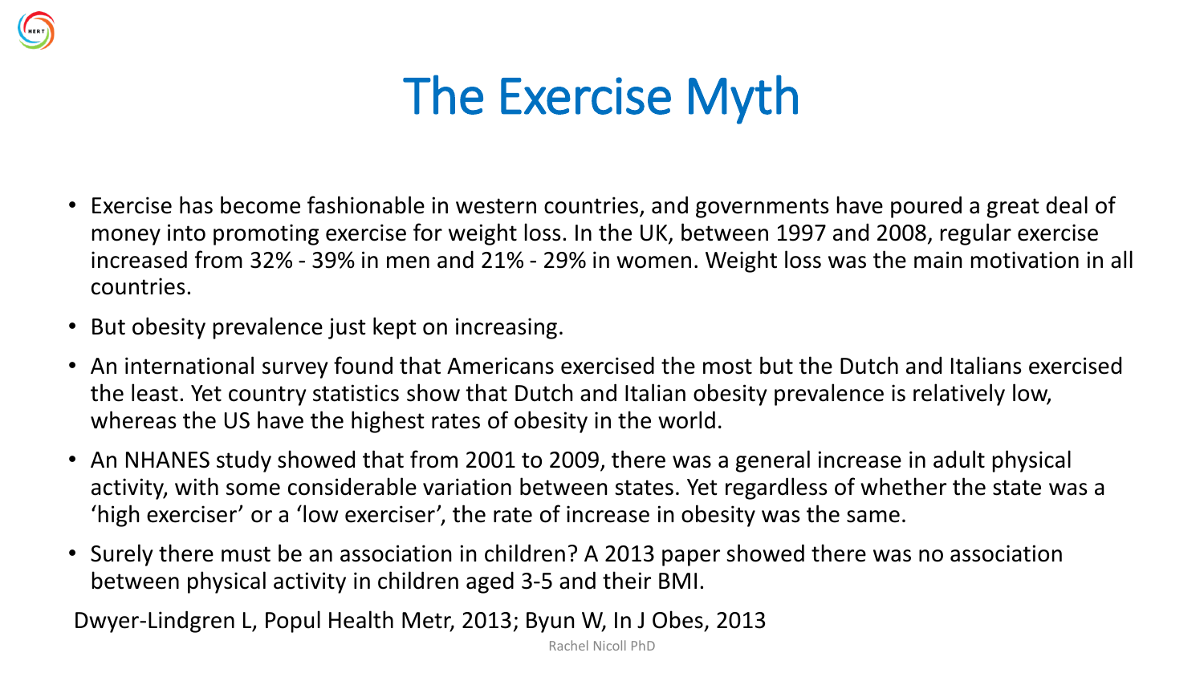# The Exercise Myth

- Exercise has become fashionable in western countries, and governments have poured a great deal of money into promoting exercise for weight loss. In the UK, between 1997 and 2008, regular exercise increased from 32% - 39% in men and 21% - 29% in women. Weight loss was the main motivation in all countries.
- But obesity prevalence just kept on increasing.
- An international survey found that Americans exercised the most but the Dutch and Italians exercised the least. Yet country statistics show that Dutch and Italian obesity prevalence is relatively low, whereas the US have the highest rates of obesity in the world.
- An NHANES study showed that from 2001 to 2009, there was a general increase in adult physical activity, with some considerable variation between states. Yet regardless of whether the state was a 'high exerciser' or a 'low exerciser', the rate of increase in obesity was the same.
- Surely there must be an association in children? A 2013 paper showed there was no association between physical activity in children aged 3-5 and their BMI.

Dwyer-Lindgren L, Popul Health Metr, 2013; Byun W, In J Obes, 2013

Rachel Nicoll PhD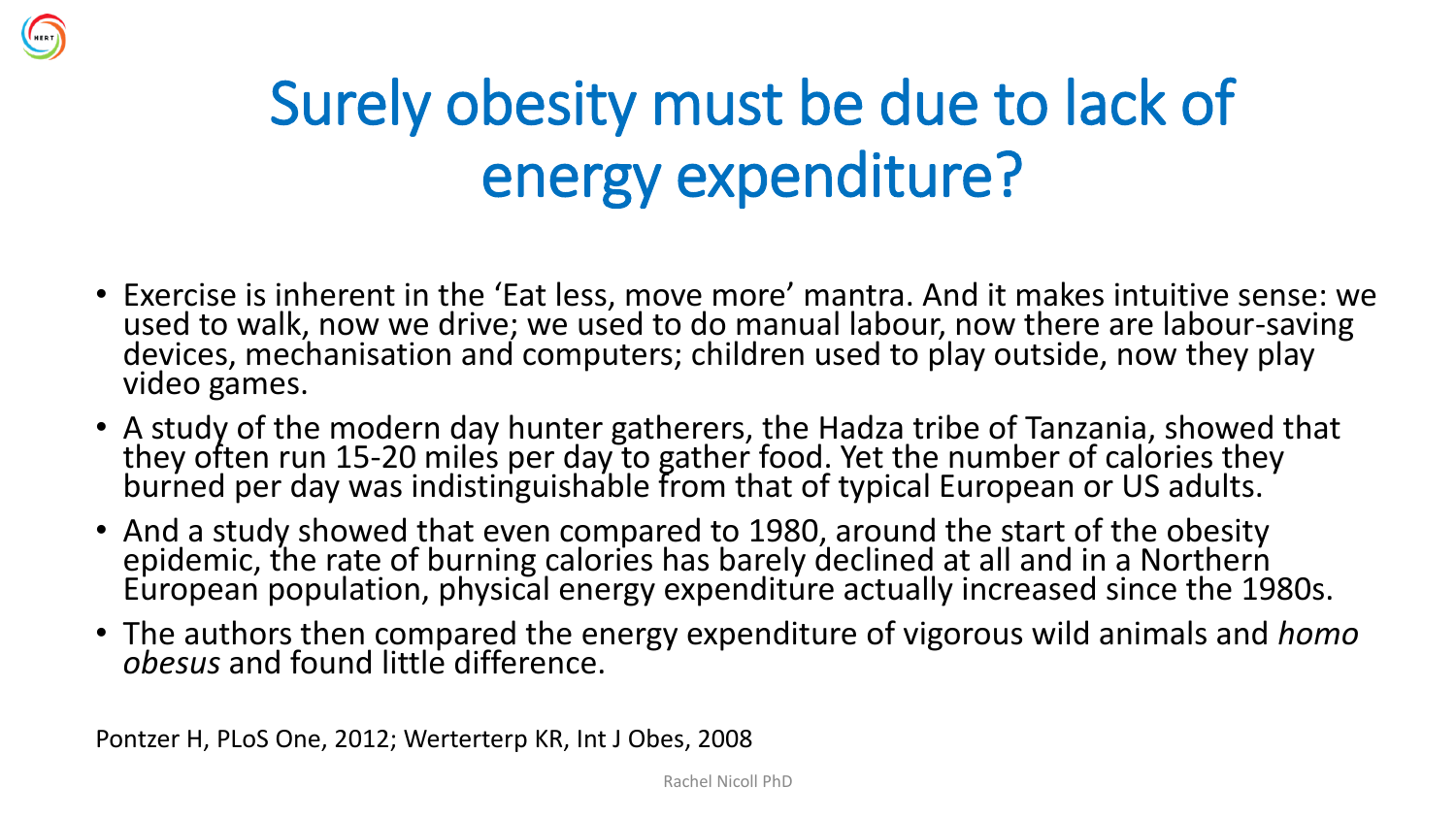# Surely obesity must be due to lack of energy expenditure?

- Exercise is inherent in the 'Eat less, move more' mantra. And it makes intuitive sense: we used to walk, now we drive; we used to do manual labour, now there are labour-saving devices, mechanisation and computers; children used to play outside, now they play video games.
- A study of the modern day hunter gatherers, the Hadza tribe of Tanzania, showed that they often run 15-20 miles per day to gather food. Yet the number of calories they burned per day was indistinguishable from that of typical European or US adults.
- And a study showed that even compared to 1980, around the start of the obesity epidemic, the rate of burning calories has barely declined at all and in a Northern European population, physical energy expenditure actually increased since the 1980s.
- The authors then compared the energy expenditure of vigorous wild animals and *homo obesus* and found little difference.

Pontzer H, PLoS One, 2012; Werterterp KR, Int J Obes, 2008

Rachel Nicoll PhD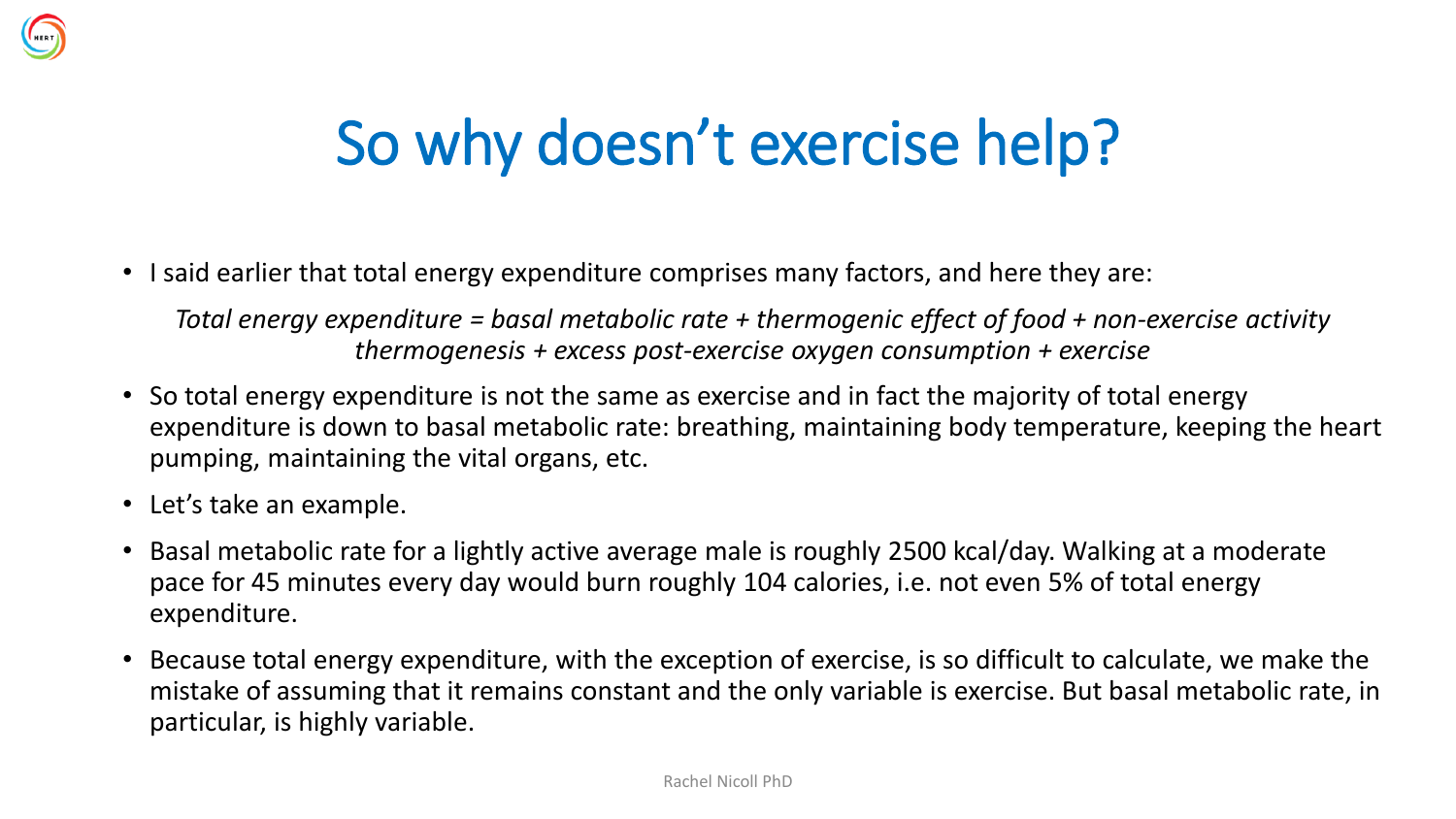# So why doesn't exercise help?

- I said earlier that total energy expenditure comprises many factors, and here they are:

  *Total energy expenditure = basal metabolic rate + thermogenic effect of food + non-exercise activity thermogenesis + excess post-exercise oxygen consumption + exercise*

- So total energy expenditure is not the same as exercise and in fact the majority of total energy expenditure is down to basal metabolic rate: breathing, maintaining body temperature, keeping the heart pumping, maintaining the vital organs, etc.
- Let's take an example.
- Basal metabolic rate for a lightly active average male is roughly 2500 kcal/day. Walking at a moderate pace for 45 minutes every day would burn roughly 104 calories, i.e. not even 5% of total energy expenditure.
- Because total energy expenditure, with the exception of exercise, is so difficult to calculate, we make the mistake of assuming that it remains constant and the only variable is exercise. But basal metabolic rate, in particular, is highly variable.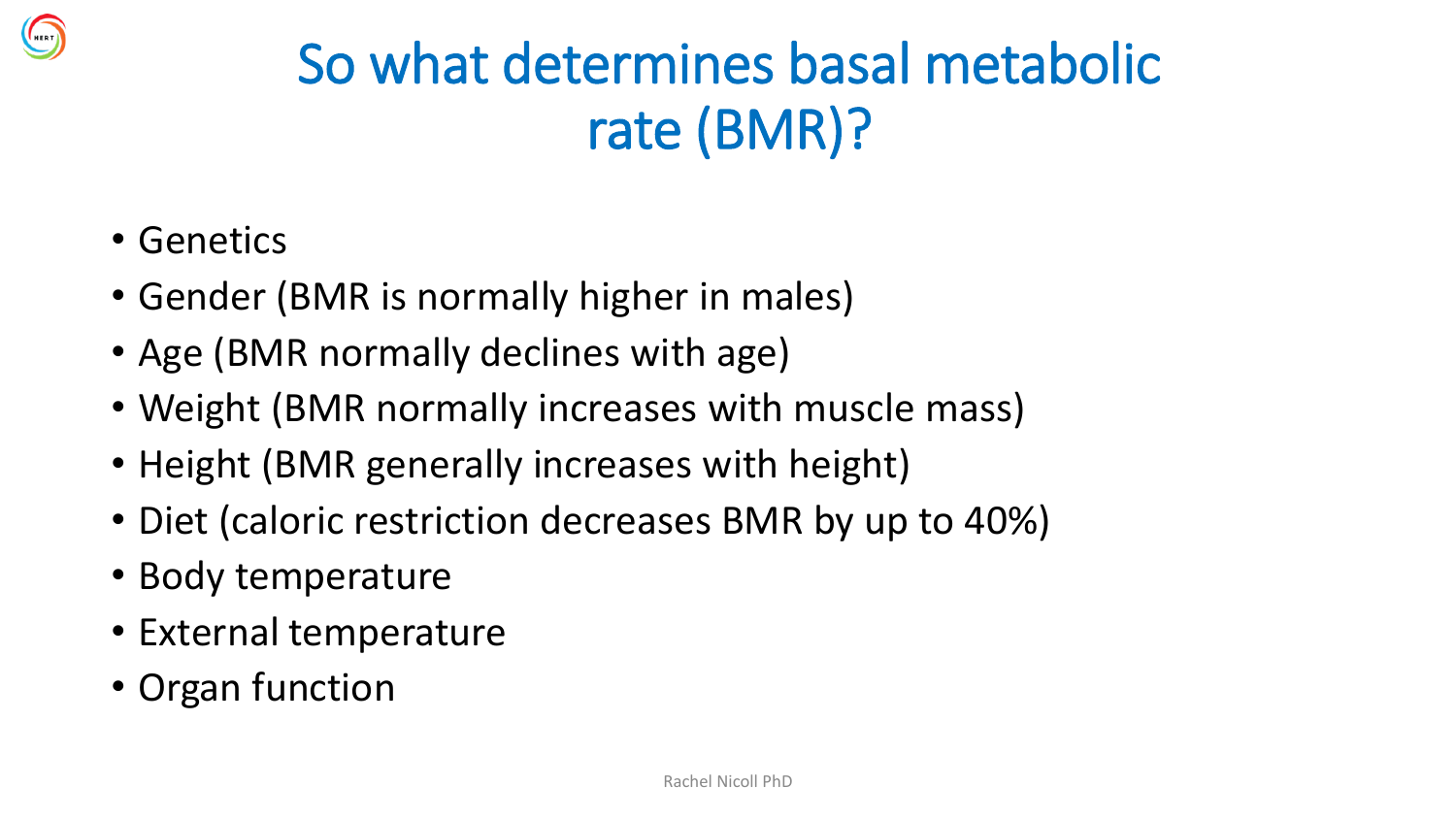# So what determines basal metabolic rate (BMR)?

- Genetics
- Gender (BMR is normally higher in males)
- Age (BMR normally declines with age)
- Weight (BMR normally increases with muscle mass)
- Height (BMR generally increases with height)
- Diet (caloric restriction decreases BMR by up to 40%)
- Body temperature
- External temperature
- Organ function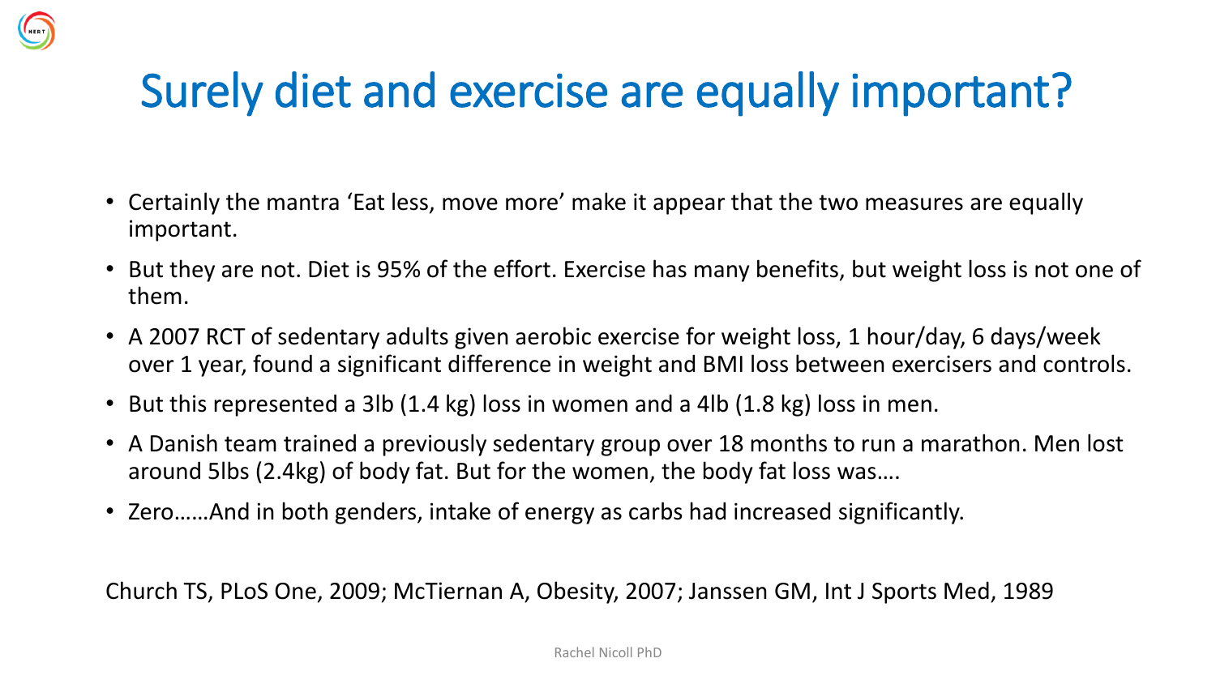# Surely diet and exercise are equally important?

- Certainly the mantra 'Eat less, move more' make it appear that the two measures are equally important.
- But they are not. Diet is 95% of the effort. Exercise has many benefits, but weight loss is not one of them.
- A 2007 RCT of sedentary adults given aerobic exercise for weight loss, 1 hour/day, 6 days/week over 1 year, found a significant difference in weight and BMI loss between exercisers and controls.
- But this represented a 3lb (1.4 kg) loss in women and a 4lb (1.8 kg) loss in men.
- A Danish team trained a previously sedentary group over 18 months to run a marathon. Men lost around 5lbs (2.4kg) of body fat. But for the women, the body fat loss was….
- Zero……And in both genders, intake of energy as carbs had increased significantly.

Church TS, PLoS One, 2009; McTiernan A, Obesity, 2007; Janssen GM, Int J Sports Med, 1989

Rachel Nicoll PhD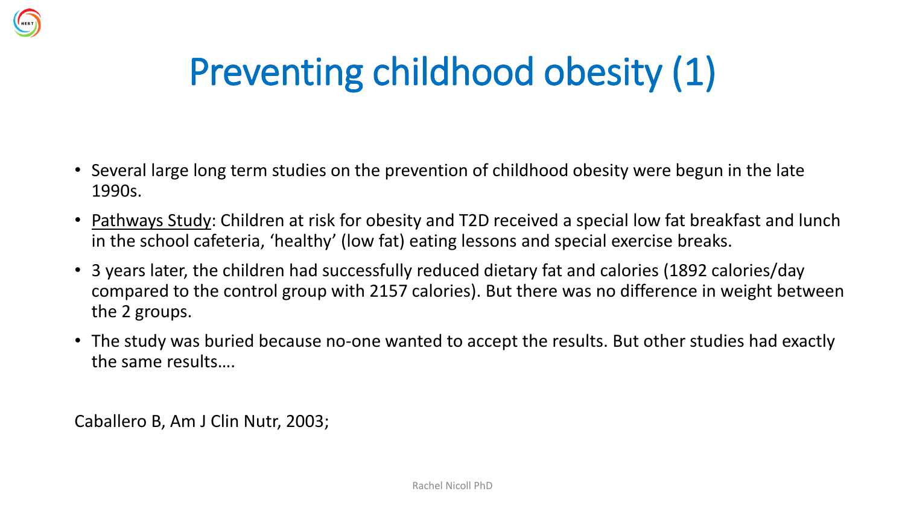# Preventing childhood obesity (1)

- Several large long term studies on the prevention of childhood obesity were begun in the late 1990s.
- Pathways Study: Children at risk for obesity and T2D received a special low fat breakfast and lunch in the school cafeteria, 'healthy' (low fat) eating lessons and special exercise breaks.
- 3 years later, the children had successfully reduced dietary fat and calories (1892 calories/day compared to the control group with 2157 calories). But there was no difference in weight between the 2 groups.
- The study was buried because no-one wanted to accept the results. But other studies had exactly the same results….

Caballero B, Am J Clin Nutr, 2003;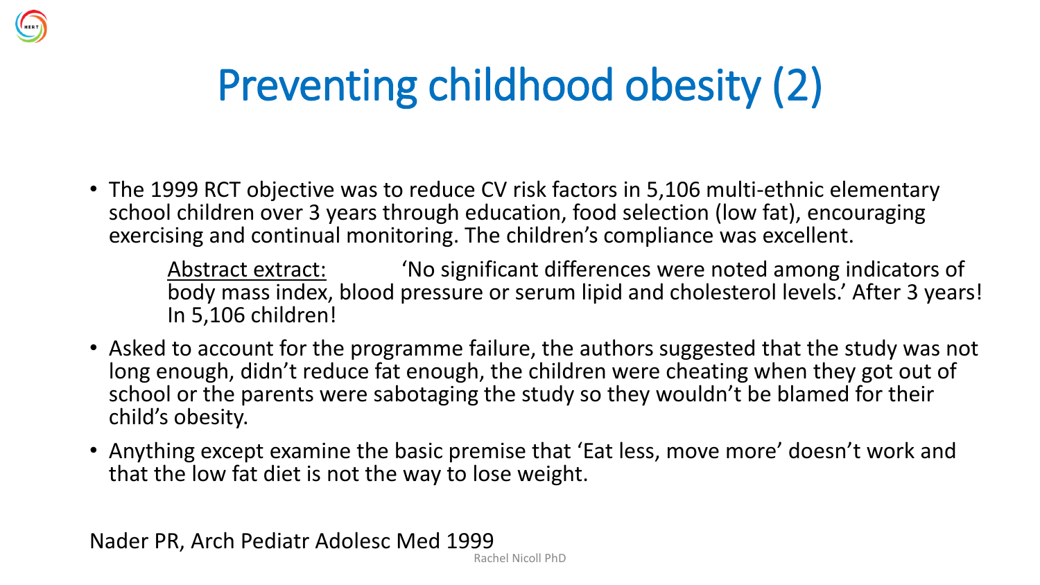# Preventing childhood obesity (2)

- The 1999 RCT objective was to reduce CV risk factors in 5,106 multi-ethnic elementary school children over 3 years through education, food selection (low fat), encouraging exercising and continual monitoring. The children's compliance was excellent.

  Abstract extract: 'No significant differences were noted among indicators of body mass index, blood pressure or serum lipid and cholesterol levels.' After 3 years! In 5,106 children!

- Asked to account for the programme failure, the authors suggested that the study was not long enough, didn't reduce fat enough, the children were cheating when they got out of school or the parents were sabotaging the study so they wouldn't be blamed for their child's obesity.
- Anything except examine the basic premise that 'Eat less, move more' doesn't work and that the low fat diet is not the way to lose weight.

Nader PR, Arch Pediatr Adolesc Med 1999

Rachel Nicoll PhD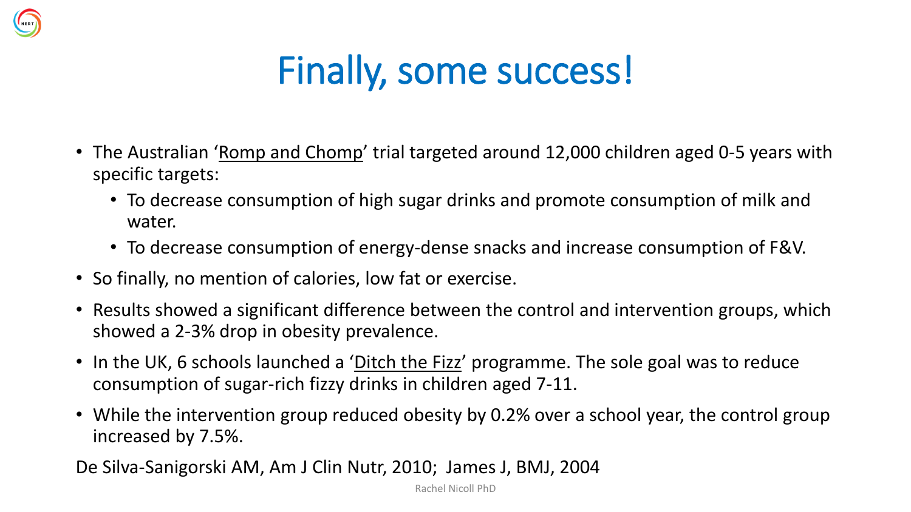# Finally, some success!

- The Australian 'Romp and Chomp' trial targeted around 12,000 children aged 0-5 years with specific targets:
  - To decrease consumption of high sugar drinks and promote consumption of milk and water.
  - To decrease consumption of energy-dense snacks and increase consumption of F&V.
- So finally, no mention of calories, low fat or exercise.
- Results showed a significant difference between the control and intervention groups, which showed a 2-3% drop in obesity prevalence.
- In the UK, 6 schools launched a 'Ditch the Fizz' programme. The sole goal was to reduce consumption of sugar-rich fizzy drinks in children aged 7-11.
- While the intervention group reduced obesity by 0.2% over a school year, the control group increased by 7.5%.

De Silva-Sanigorski AM, Am J Clin Nutr, 2010; James J, BMJ, 2004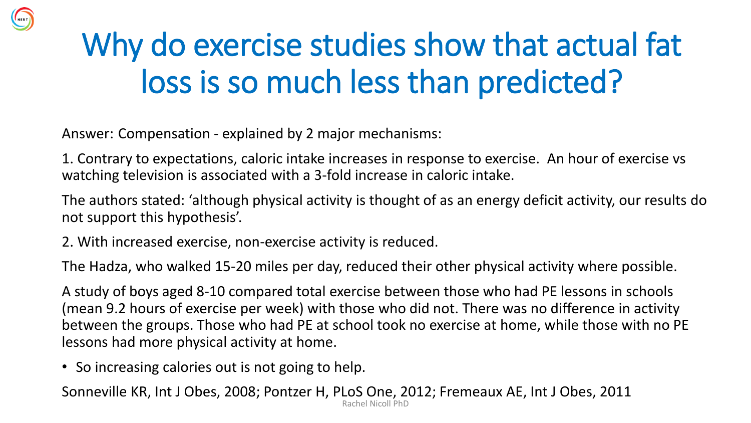# Why do exercise studies show that actual fat loss is so much less than predicted?

Answer: Compensation - explained by 2 major mechanisms:

1. Contrary to expectations, caloric intake increases in response to exercise. An hour of exercise vs watching television is associated with a 3-fold increase in caloric intake.

The authors stated: 'although physical activity is thought of as an energy deficit activity, our results do not support this hypothesis'.

2. With increased exercise, non-exercise activity is reduced.

The Hadza, who walked 15-20 miles per day, reduced their other physical activity where possible.

A study of boys aged 8-10 compared total exercise between those who had PE lessons in schools (mean 9.2 hours of exercise per week) with those who did not. There was no difference in activity between the groups. Those who had PE at school took no exercise at home, while those with no PE lessons had more physical activity at home.

- So increasing calories out is not going to help.

Sonneville KR, Int J Obes, 2008; Pontzer H, PLoS One, 2012; Fremeaux AE, Int J Obes, 2011

Rachel Nicoll PhD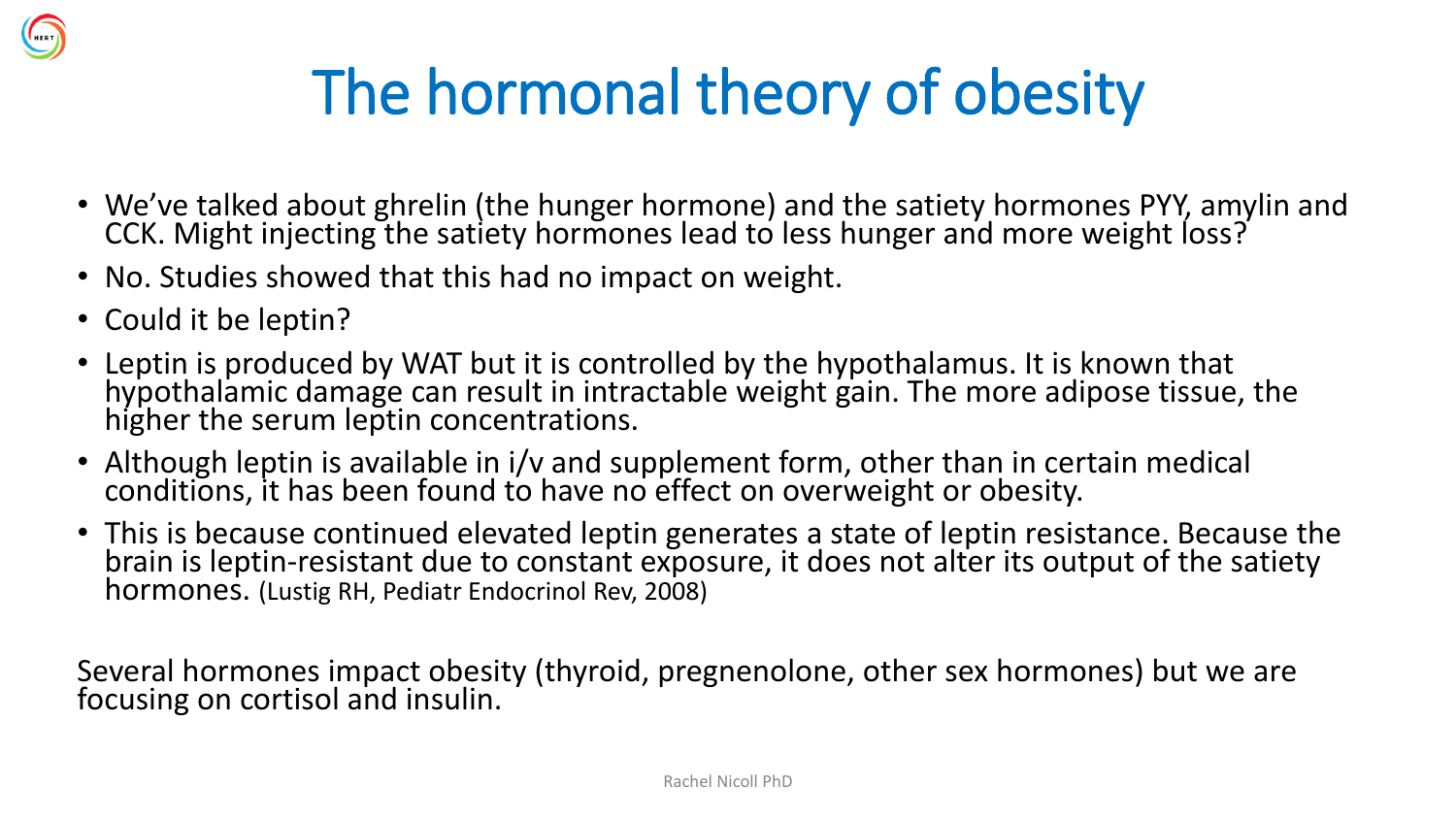# The hormonal theory of obesity

- We've talked about ghrelin (the hunger hormone) and the satiety hormones PYY, amylin and CCK. Might injecting the satiety hormones lead to less hunger and more weight loss?
- No. Studies showed that this had no impact on weight.
- Could it be leptin?
- Leptin is produced by WAT but it is controlled by the hypothalamus. It is known that hypothalamic damage can result in intractable weight gain. The more adipose tissue, the higher the serum leptin concentrations.
- Although leptin is available in i/v and supplement form, other than in certain medical conditions, it has been found to have no effect on overweight or obesity.
- This is because continued elevated leptin generates a state of leptin resistance. Because the brain is leptin-resistant due to constant exposure, it does not alter its output of the satiety hormones. (Lustig RH, Pediatr Endocrinol Rev, 2008)

Several hormones impact obesity (thyroid, pregnenolone, other sex hormones) but we are focusing on cortisol and insulin.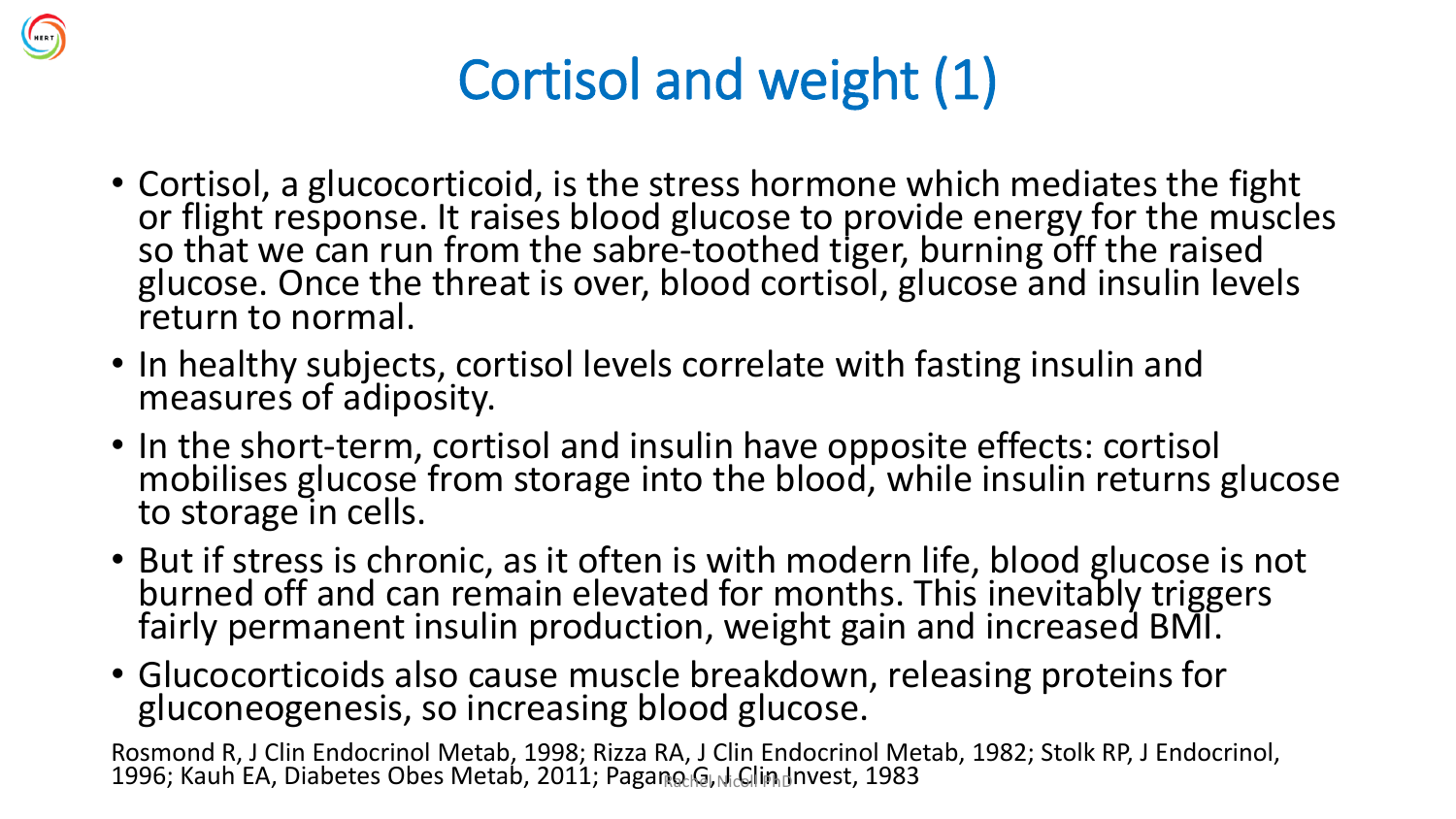# Cortisol and weight (1)

- Cortisol, a glucocorticoid, is the stress hormone which mediates the fight or flight response. It raises blood glucose to provide energy for the muscles so that we can run from the sabre-toothed tiger, burning off the raised glucose. Once the threat is over, blood cortisol, glucose and insulin levels return to normal.
- In healthy subjects, cortisol levels correlate with fasting insulin and measures of adiposity.
- In the short-term, cortisol and insulin have opposite effects: cortisol mobilises glucose from storage into the blood, while insulin returns glucose to storage in cells.
- But if stress is chronic, as it often is with modern life, blood glucose is not burned off and can remain elevated for months. This inevitably triggers fairly permanent insulin production, weight gain and increased BMI.
- Glucocorticoids also cause muscle breakdown, releasing proteins for gluconeogenesis, so increasing blood glucose.

Rosmond R, J Clin Endocrinol Metab, 1998; Rizza RA, J Clin Endocrinol Metab, 1982; Stolk RP, J Endocrinol, 1996; Kauh EA, Diabetes Obes Metab, 2011; Pagano G, J Clin Invest, 1983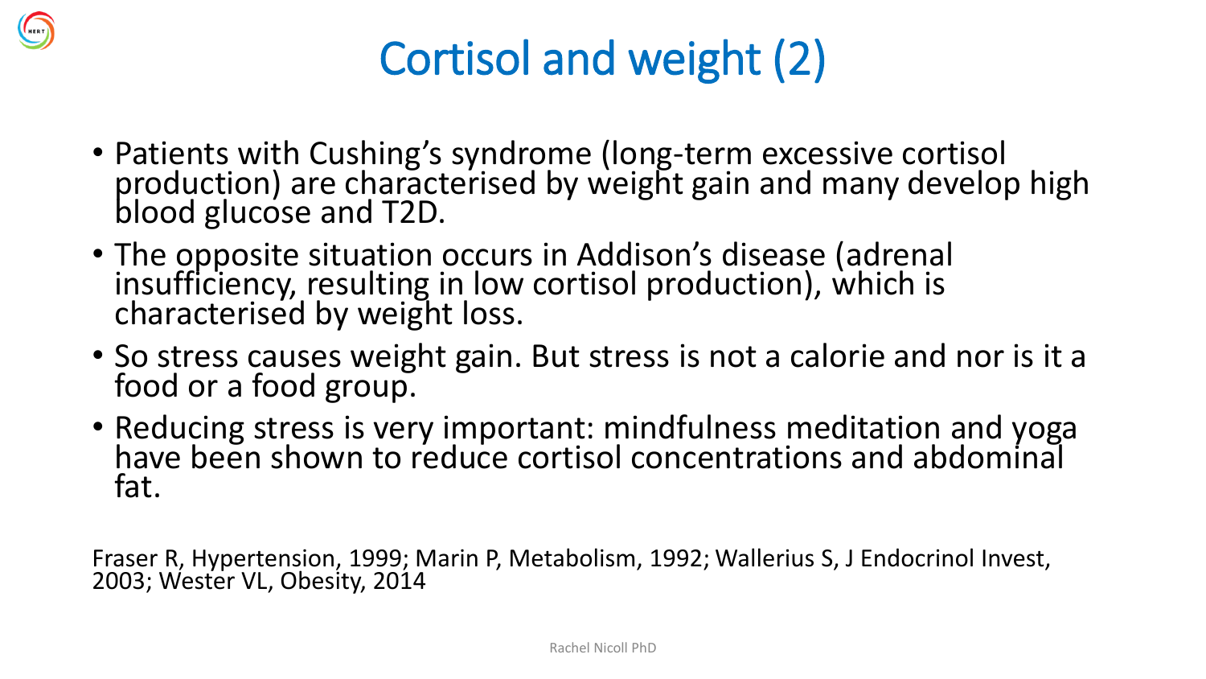# Cortisol and weight (2)

- Patients with Cushing's syndrome (long-term excessive cortisol production) are characterised by weight gain and many develop high blood glucose and T2D.
- The opposite situation occurs in Addison's disease (adrenal insufficiency, resulting in low cortisol production), which is characterised by weight loss.
- So stress causes weight gain. But stress is not a calorie and nor is it a food or a food group.
- Reducing stress is very important: mindfulness meditation and yoga have been shown to reduce cortisol concentrations and abdominal fat.

Fraser R, Hypertension, 1999; Marin P, Metabolism, 1992; Wallerius S, J Endocrinol Invest, 2003; Wester VL, Obesity, 2014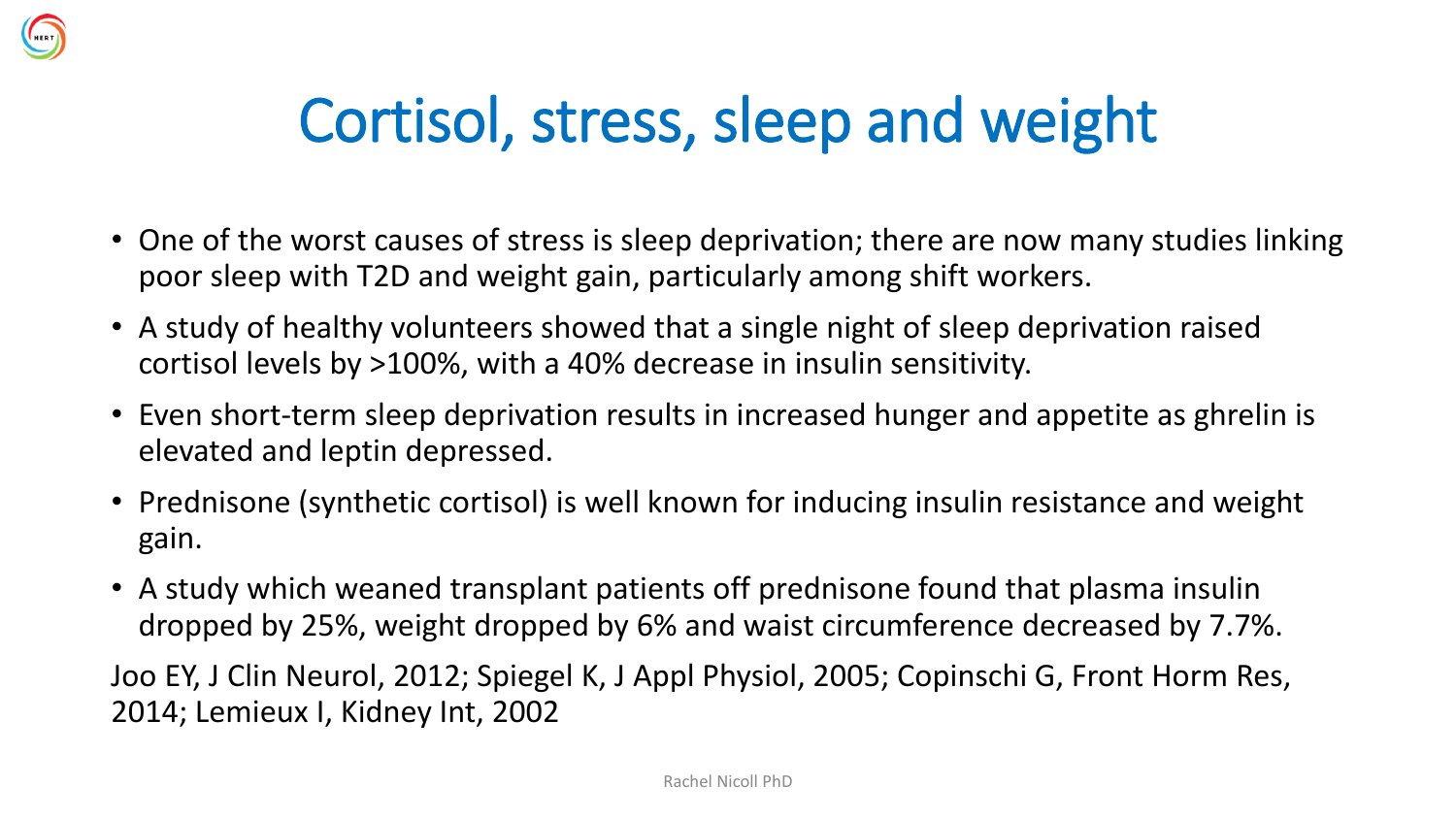# Cortisol, stress, sleep and weight

- One of the worst causes of stress is sleep deprivation; there are now many studies linking poor sleep with T2D and weight gain, particularly among shift workers.
- A study of healthy volunteers showed that a single night of sleep deprivation raised cortisol levels by >100%, with a 40% decrease in insulin sensitivity.
- Even short-term sleep deprivation results in increased hunger and appetite as ghrelin is elevated and leptin depressed.
- Prednisone (synthetic cortisol) is well known for inducing insulin resistance and weight gain.
- A study which weaned transplant patients off prednisone found that plasma insulin dropped by 25%, weight dropped by 6% and waist circumference decreased by 7.7%.

Joo EY, J Clin Neurol, 2012; Spiegel K, J Appl Physiol, 2005; Copinschi G, Front Horm Res, 2014; Lemieux I, Kidney Int, 2002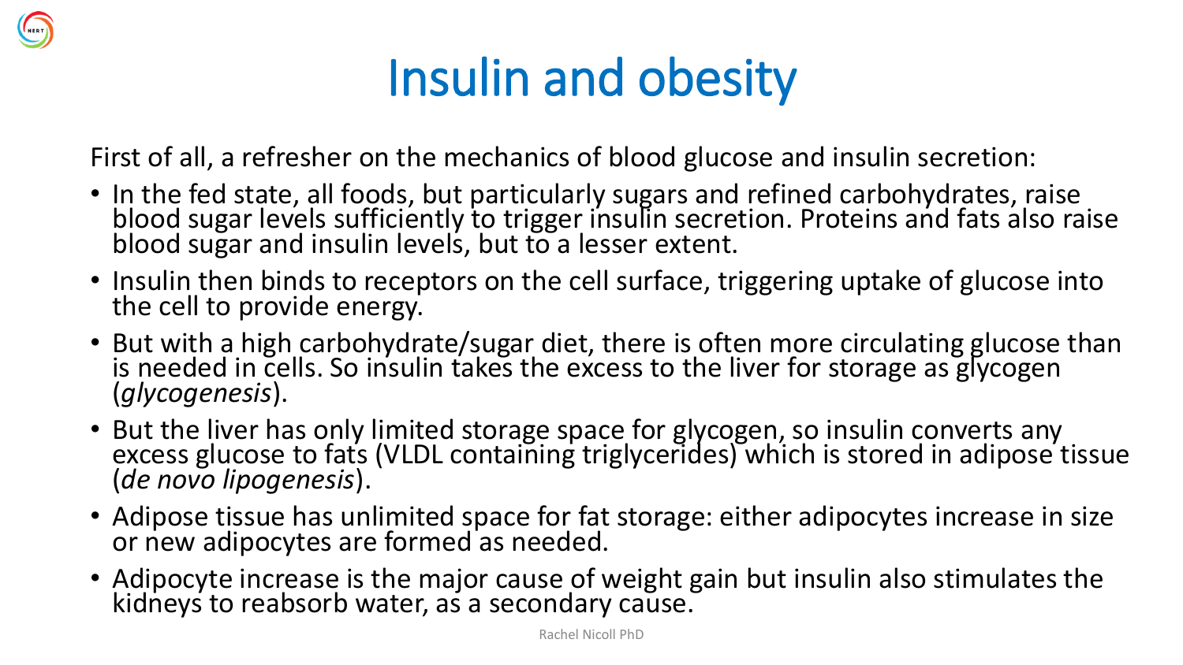# Insulin and obesity

First of all, a refresher on the mechanics of blood glucose and insulin secretion:

- In the fed state, all foods, but particularly sugars and refined carbohydrates, raise blood sugar levels sufficiently to trigger insulin secretion. Proteins and fats also raise blood sugar and insulin levels, but to a lesser extent.
- Insulin then binds to receptors on the cell surface, triggering uptake of glucose into the cell to provide energy.
- But with a high carbohydrate/sugar diet, there is often more circulating glucose than is needed in cells. So insulin takes the excess to the liver for storage as glycogen (*glycogenesis*).
- But the liver has only limited storage space for glycogen, so insulin converts any excess glucose to fats (VLDL containing triglycerides) which is stored in adipose tissue (*de novo lipogenesis*).
- Adipose tissue has unlimited space for fat storage: either adipocytes increase in size or new adipocytes are formed as needed.
- Adipocyte increase is the major cause of weight gain but insulin also stimulates the kidneys to reabsorb water, as a secondary cause.

Rachel Nicoll PhD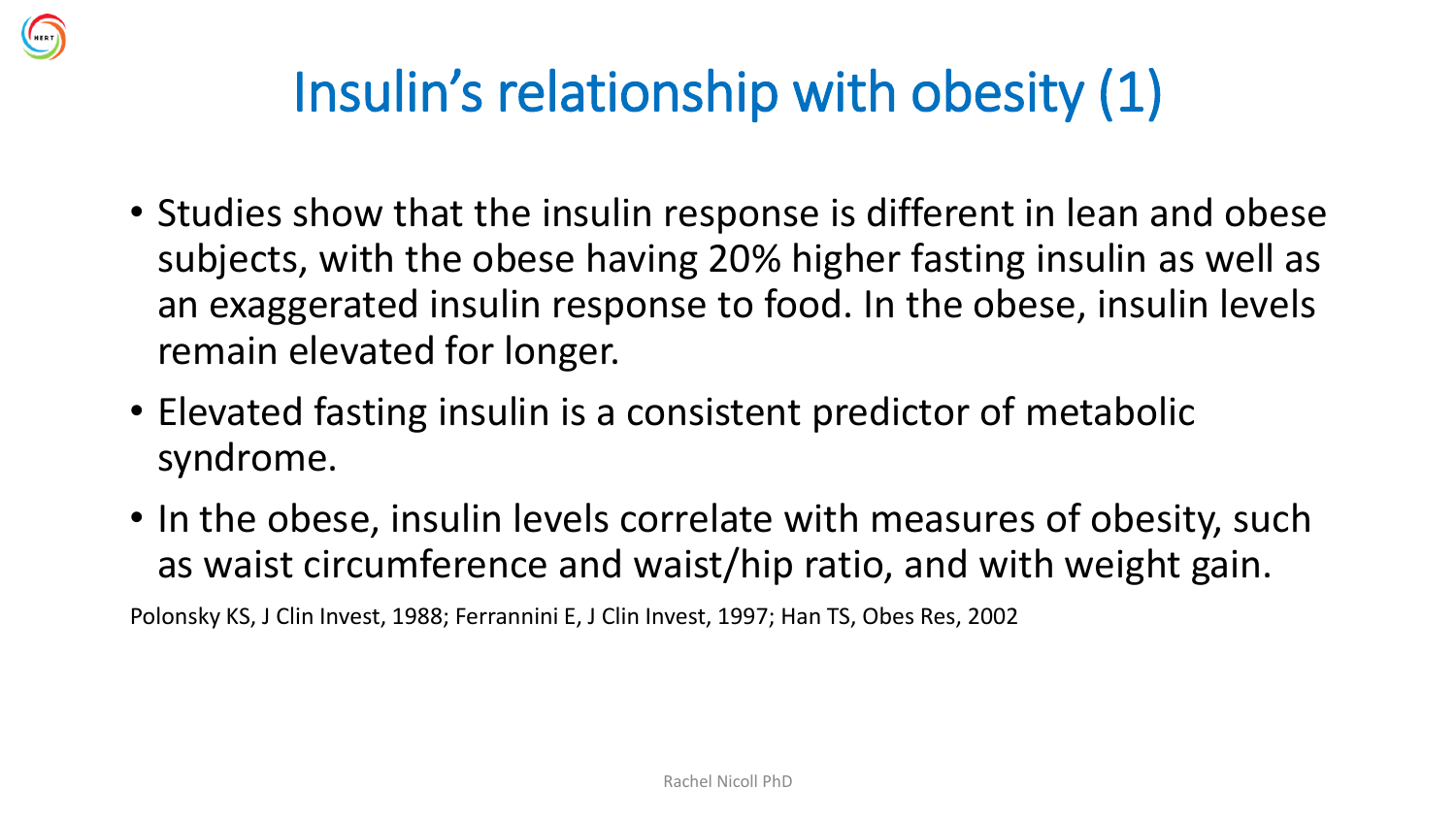# Insulin's relationship with obesity (1)

- Studies show that the insulin response is different in lean and obese subjects, with the obese having 20% higher fasting insulin as well as an exaggerated insulin response to food. In the obese, insulin levels remain elevated for longer.
- Elevated fasting insulin is a consistent predictor of metabolic syndrome.
- In the obese, insulin levels correlate with measures of obesity, such as waist circumference and waist/hip ratio, and with weight gain.

Polonsky KS, J Clin Invest, 1988; Ferrannini E, J Clin Invest, 1997; Han TS, Obes Res, 2002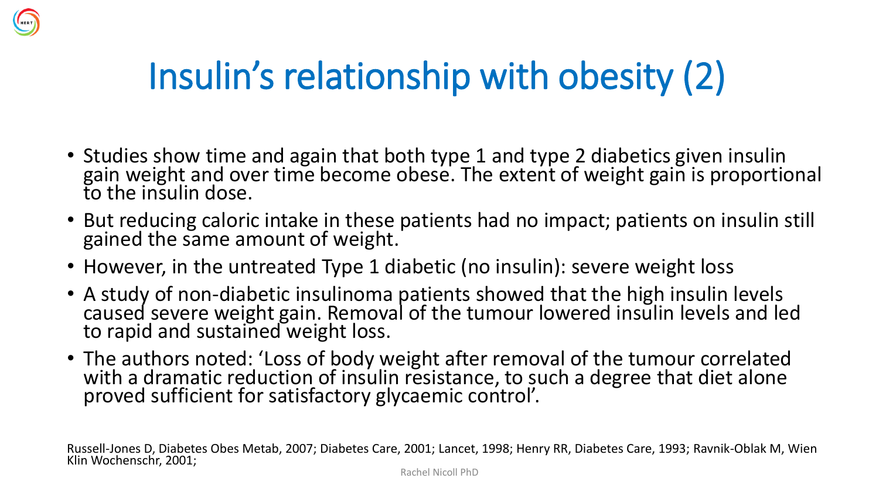# Insulin’s relationship with obesity (2)

- Studies show time and again that both type 1 and type 2 diabetics given insulin gain weight and over time become obese. The extent of weight gain is proportional to the insulin dose.
- But reducing caloric intake in these patients had no impact; patients on insulin still gained the same amount of weight.
- However, in the untreated Type 1 diabetic (no insulin): severe weight loss
- A study of non-diabetic insulinoma patients showed that the high insulin levels caused severe weight gain. Removal of the tumour lowered insulin levels and led to rapid and sustained weight loss.
- The authors noted: ‘Loss of body weight after removal of the tumour correlated with a dramatic reduction of insulin resistance, to such a degree that diet alone proved sufficient for satisfactory glycaemic control’.

Russell-Jones D, Diabetes Obes Metab, 2007; Diabetes Care, 2001; Lancet, 1998; Henry RR, Diabetes Care, 1993; Ravnik-Oblak M, Wien Klin Wochenschr, 2001;

Rachel Nicoll PhD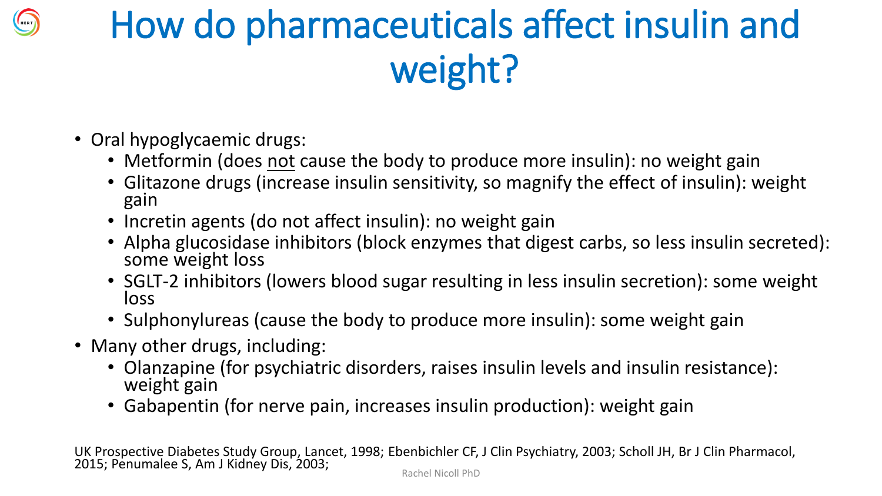# How do pharmaceuticals affect insulin and weight?

- Oral hypoglycaemic drugs:
  - Metformin (does <u>not</u> cause the body to produce more insulin): no weight gain
  - Glitazone drugs (increase insulin sensitivity, so magnify the effect of insulin): weight gain
  - Incretin agents (do not affect insulin): no weight gain
  - Alpha glucosidase inhibitors (block enzymes that digest carbs, so less insulin secreted): some weight loss
  - SGLT-2 inhibitors (lowers blood sugar resulting in less insulin secretion): some weight loss
  - Sulphonylureas (cause the body to produce more insulin): some weight gain
- Many other drugs, including:
  - Olanzapine (for psychiatric disorders, raises insulin levels and insulin resistance): weight gain
  - Gabapentin (for nerve pain, increases insulin production): weight gain

UK Prospective Diabetes Study Group, Lancet, 1998; Ebenbichler CF, J Clin Psychiatry, 2003; Scholl JH, Br J Clin Pharmacol, 2015; Penumalee S, Am J Kidney Dis, 2003;

Rachel Nicoll PhD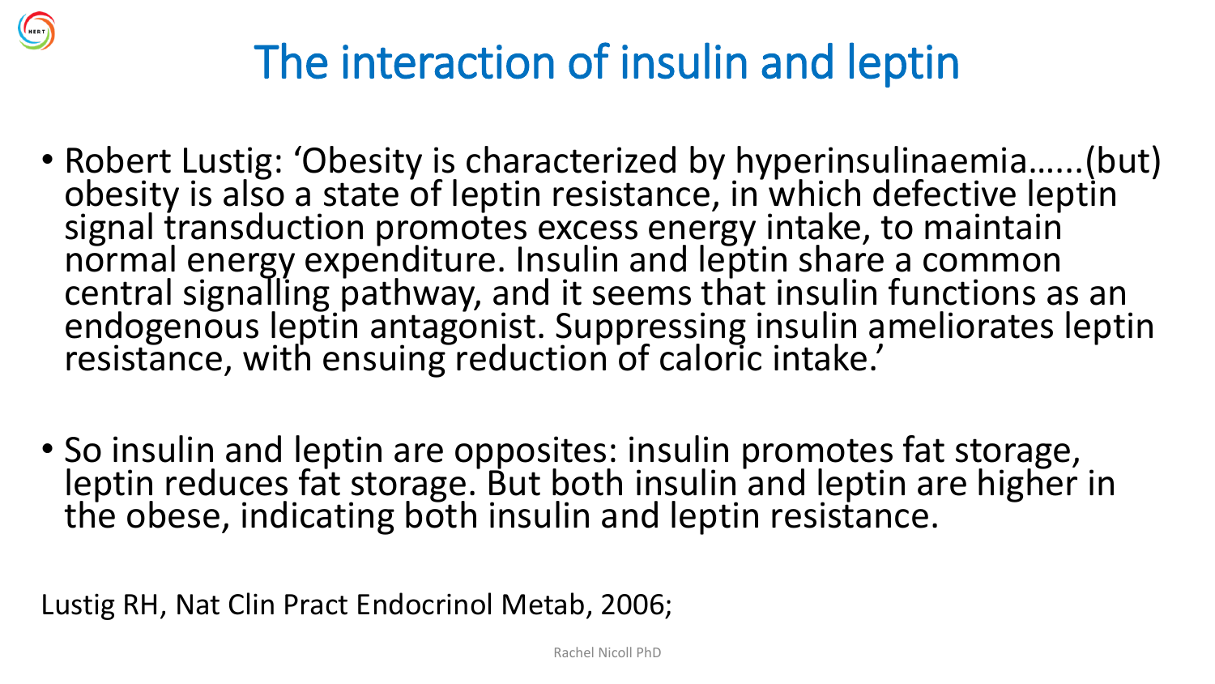# The interaction of insulin and leptin

- Robert Lustig: 'Obesity is characterized by hyperinsulinaemia……(but) obesity is also a state of leptin resistance, in which defective leptin signal transduction promotes excess energy intake, to maintain normal energy expenditure. Insulin and leptin share a common central signalling pathway, and it seems that insulin functions as an endogenous leptin antagonist. Suppressing insulin ameliorates leptin resistance, with ensuing reduction of caloric intake.'

- So insulin and leptin are opposites: insulin promotes fat storage, leptin reduces fat storage. But both insulin and leptin are higher in the obese, indicating both insulin and leptin resistance.

Lustig RH, Nat Clin Pract Endocrinol Metab, 2006;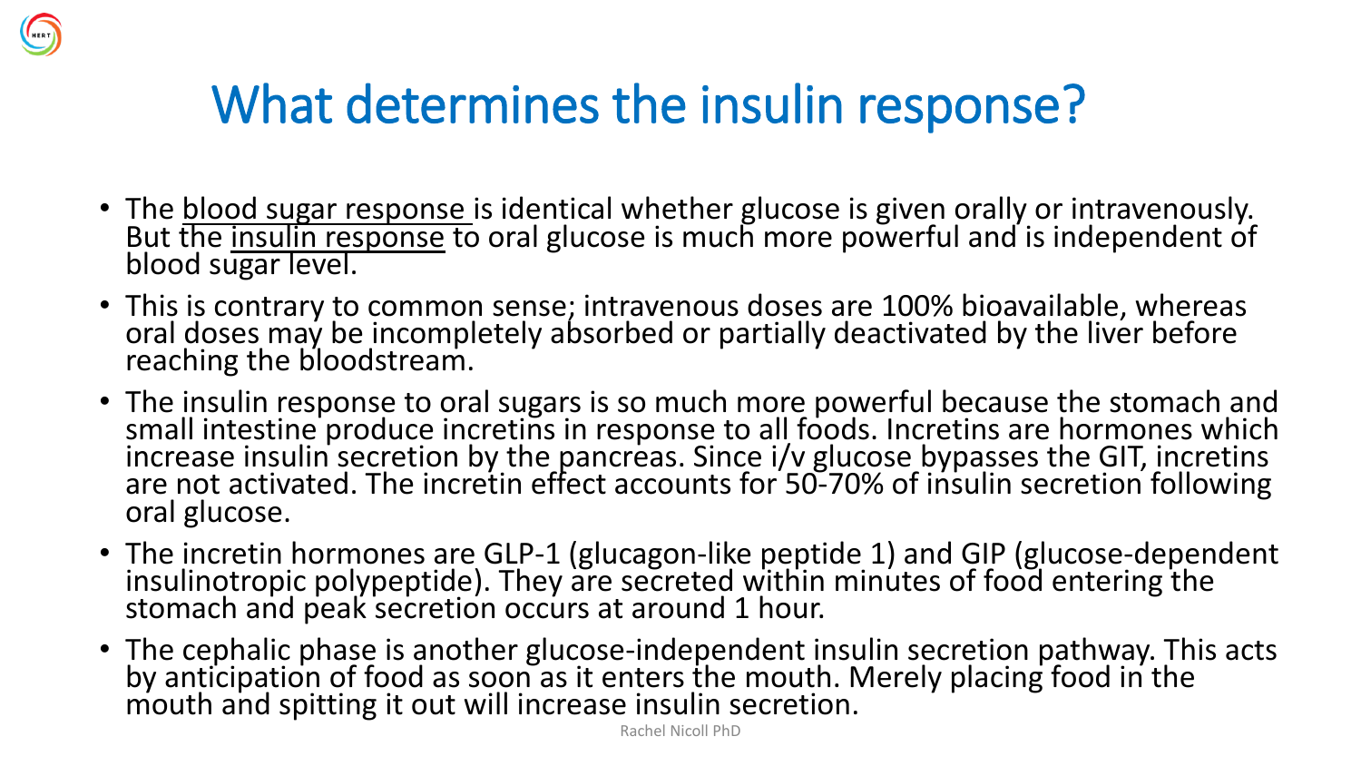# What determines the insulin response?

- The blood sugar response is identical whether glucose is given orally or intravenously. But the insulin response to oral glucose is much more powerful and is independent of blood sugar level.
- This is contrary to common sense; intravenous doses are 100% bioavailable, whereas oral doses may be incompletely absorbed or partially deactivated by the liver before reaching the bloodstream.
- The insulin response to oral sugars is so much more powerful because the stomach and small intestine produce incretins in response to all foods. Incretins are hormones which increase insulin secretion by the pancreas. Since i/v glucose bypasses the GIT, incretins are not activated. The incretin effect accounts for 50-70% of insulin secretion following oral glucose.
- The incretin hormones are GLP-1 (glucagon-like peptide 1) and GIP (glucose-dependent insulinotropic polypeptide). They are secreted within minutes of food entering the stomach and peak secretion occurs at around 1 hour.
- The cephalic phase is another glucose-independent insulin secretion pathway. This acts by anticipation of food as soon as it enters the mouth. Merely placing food in the mouth and spitting it out will increase insulin secretion.

Rachel Nicoll PhD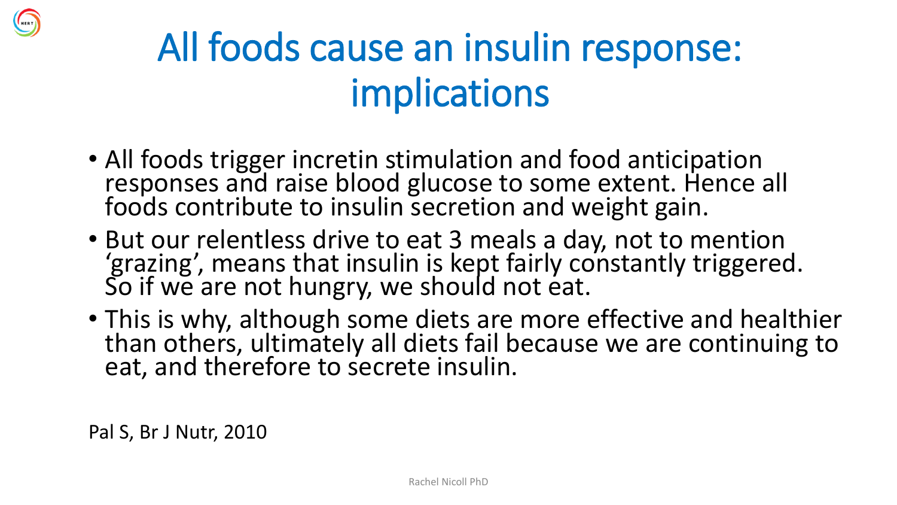# All foods cause an insulin response: implications

- All foods trigger incretin stimulation and food anticipation responses and raise blood glucose to some extent. Hence all foods contribute to insulin secretion and weight gain.
- But our relentless drive to eat 3 meals a day, not to mention 'grazing', means that insulin is kept fairly constantly triggered. So if we are not hungry, we should not eat.
- This is why, although some diets are more effective and healthier than others, ultimately all diets fail because we are continuing to eat, and therefore to secrete insulin.

Pal S, Br J Nutr, 2010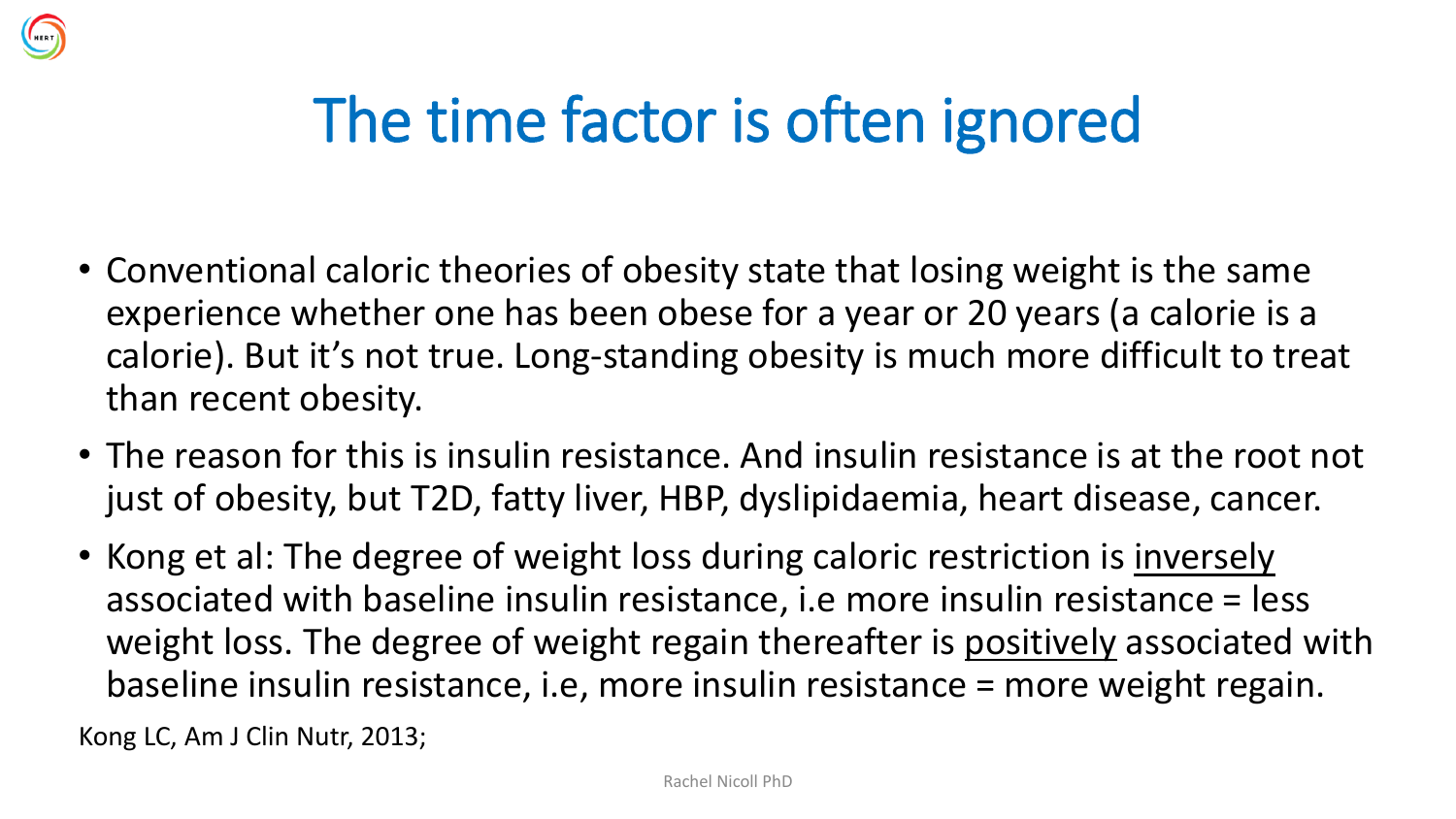# The time factor is often ignored

- Conventional caloric theories of obesity state that losing weight is the same experience whether one has been obese for a year or 20 years (a calorie is a calorie). But it's not true. Long-standing obesity is much more difficult to treat than recent obesity.
- The reason for this is insulin resistance. And insulin resistance is at the root not just of obesity, but T2D, fatty liver, HBP, dyslipidaemia, heart disease, cancer.
- Kong et al: The degree of weight loss during caloric restriction is <u>inversely</u> associated with baseline insulin resistance, i.e more insulin resistance = less weight loss. The degree of weight regain thereafter is <u>positively</u> associated with baseline insulin resistance, i.e, more insulin resistance = more weight regain.

Kong LC, Am J Clin Nutr, 2013;

Rachel Nicoll PhD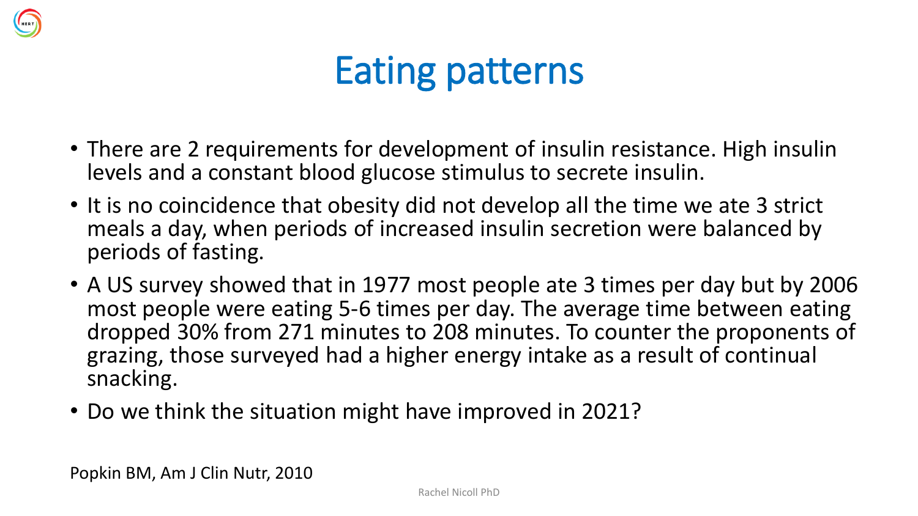# Eating patterns

- There are 2 requirements for development of insulin resistance. High insulin levels and a constant blood glucose stimulus to secrete insulin.
- It is no coincidence that obesity did not develop all the time we ate 3 strict meals a day, when periods of increased insulin secretion were balanced by periods of fasting.
- A US survey showed that in 1977 most people ate 3 times per day but by 2006 most people were eating 5-6 times per day. The average time between eating dropped 30% from 271 minutes to 208 minutes. To counter the proponents of grazing, those surveyed had a higher energy intake as a result of continual snacking.
- Do we think the situation might have improved in 2021?

Popkin BM, Am J Clin Nutr, 2010

Rachel Nicoll PhD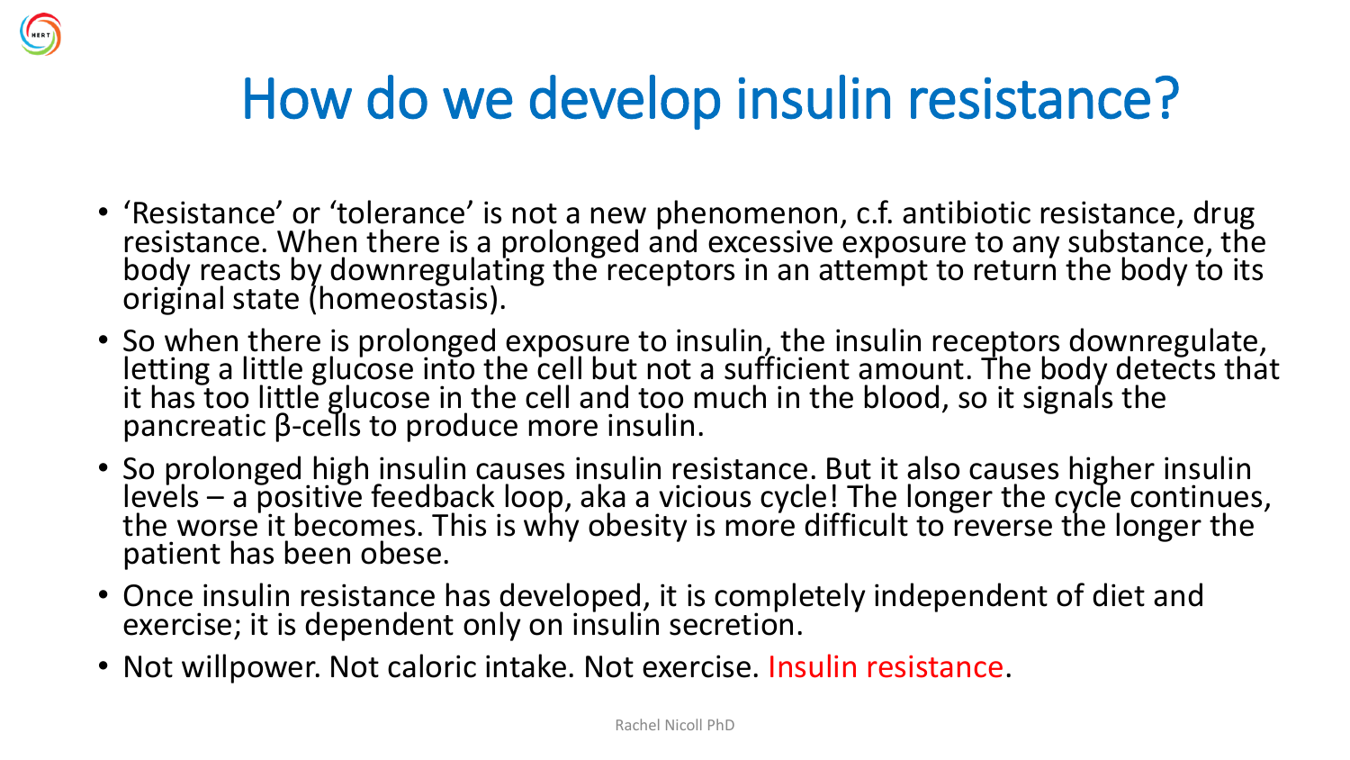# How do we develop insulin resistance?

- 'Resistance' or 'tolerance' is not a new phenomenon, c.f. antibiotic resistance, drug resistance. When there is a prolonged and excessive exposure to any substance, the body reacts by downregulating the receptors in an attempt to return the body to its original state (homeostasis).
- So when there is prolonged exposure to insulin, the insulin receptors downregulate, letting a little glucose into the cell but not a sufficient amount. The body detects that it has too little glucose in the cell and too much in the blood, so it signals the pancreatic β-cells to produce more insulin.
- So prolonged high insulin causes insulin resistance. But it also causes higher insulin levels – a positive feedback loop, aka a vicious cycle! The longer the cycle continues, the worse it becomes. This is why obesity is more difficult to reverse the longer the patient has been obese.
- Once insulin resistance has developed, it is completely independent of diet and exercise; it is dependent only on insulin secretion.
- Not willpower. Not caloric intake. Not exercise. Insulin resistance.

Rachel Nicoll PhD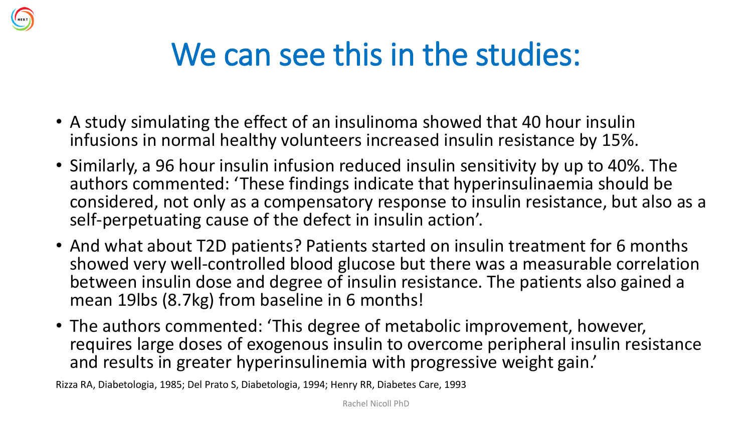# We can see this in the studies:

- A study simulating the effect of an insulinoma showed that 40 hour insulin infusions in normal healthy volunteers increased insulin resistance by 15%.
- Similarly, a 96 hour insulin infusion reduced insulin sensitivity by up to 40%. The authors commented: 'These findings indicate that hyperinsulinaemia should be considered, not only as a compensatory response to insulin resistance, but also as a self-perpetuating cause of the defect in insulin action'.
- And what about T2D patients? Patients started on insulin treatment for 6 months showed very well-controlled blood glucose but there was a measurable correlation between insulin dose and degree of insulin resistance. The patients also gained a mean 19lbs (8.7kg) from baseline in 6 months!
- The authors commented: 'This degree of metabolic improvement, however, requires large doses of exogenous insulin to overcome peripheral insulin resistance and results in greater hyperinsulinemia with progressive weight gain.'

Rizza RA, Diabetologia, 1985; Del Prato S, Diabetologia, 1994; Henry RR, Diabetes Care, 1993

Rachel Nicoll PhD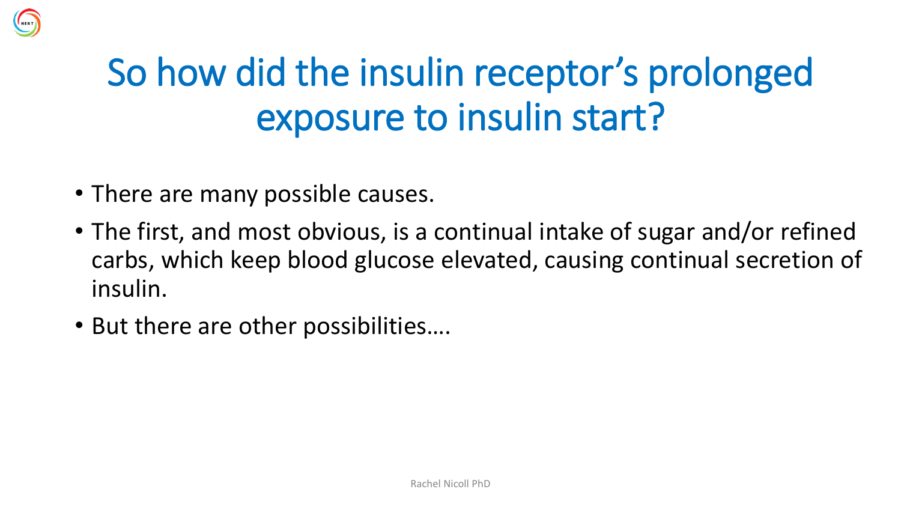# So how did the insulin receptor's prolonged exposure to insulin start?

- There are many possible causes.
- The first, and most obvious, is a continual intake of sugar and/or refined carbs, which keep blood glucose elevated, causing continual secretion of insulin.
- But there are other possibilities….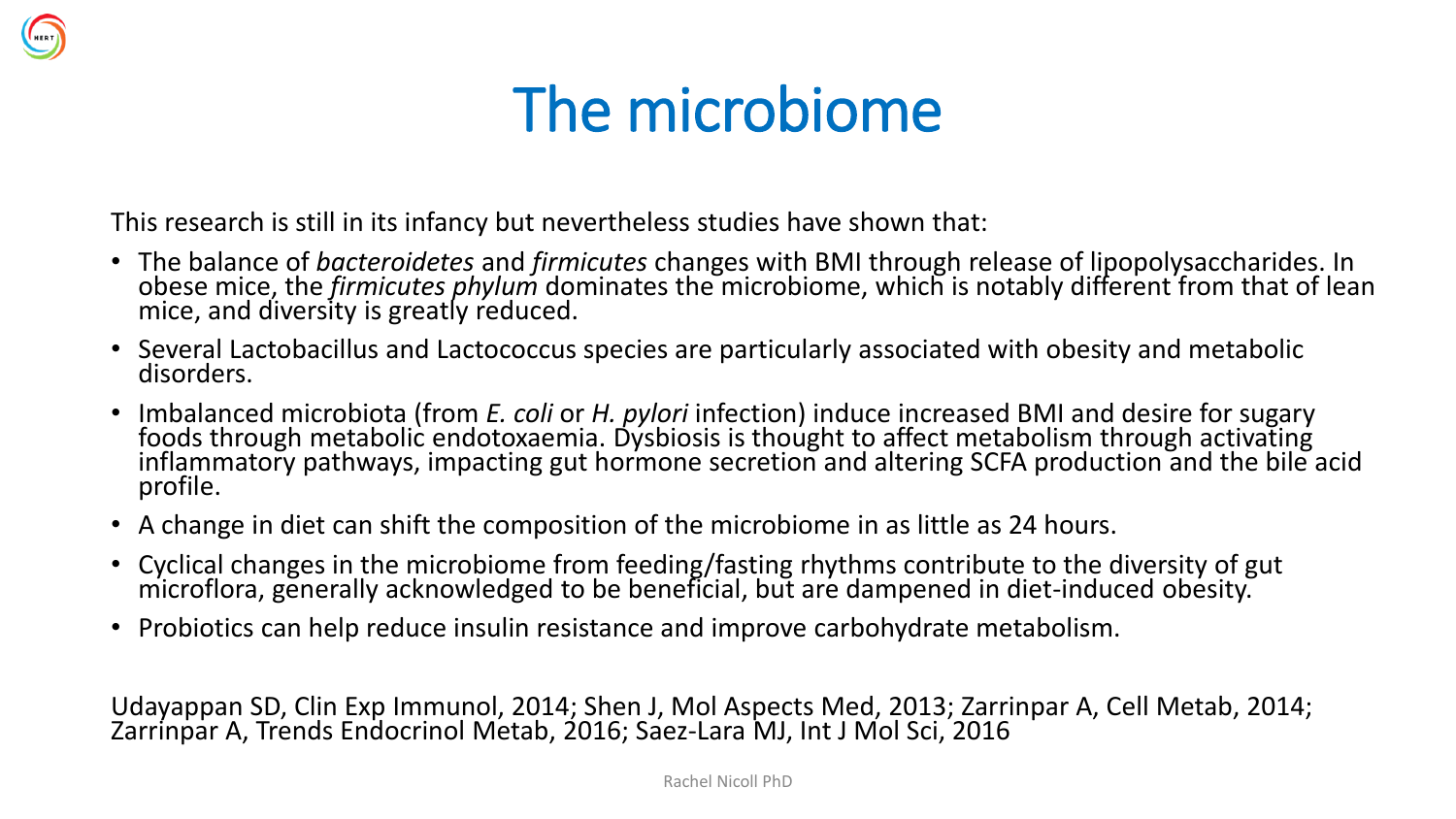# The microbiome

This research is still in its infancy but nevertheless studies have shown that:

- The balance of *bacteroidetes* and *firmicutes* changes with BMI through release of lipopolysaccharides. In obese mice, the *firmicutes phylum* dominates the microbiome, which is notably different from that of lean mice, and diversity is greatly reduced.
- Several Lactobacillus and Lactococcus species are particularly associated with obesity and metabolic disorders.
- Imbalanced microbiota (from *E. coli* or *H. pylori* infection) induce increased BMI and desire for sugary foods through metabolic endotoxaemia. Dysbiosis is thought to affect metabolism through activating inflammatory pathways, impacting gut hormone secretion and altering SCFA production and the bile acid profile.
- A change in diet can shift the composition of the microbiome in as little as 24 hours.
- Cyclical changes in the microbiome from feeding/fasting rhythms contribute to the diversity of gut microflora, generally acknowledged to be beneficial, but are dampened in diet-induced obesity.
- Probiotics can help reduce insulin resistance and improve carbohydrate metabolism.

Udayappan SD, Clin Exp Immunol, 2014; Shen J, Mol Aspects Med, 2013; Zarrinpar A, Cell Metab, 2014; Zarrinpar A, Trends Endocrinol Metab, 2016; Saez-Lara MJ, Int J Mol Sci, 2016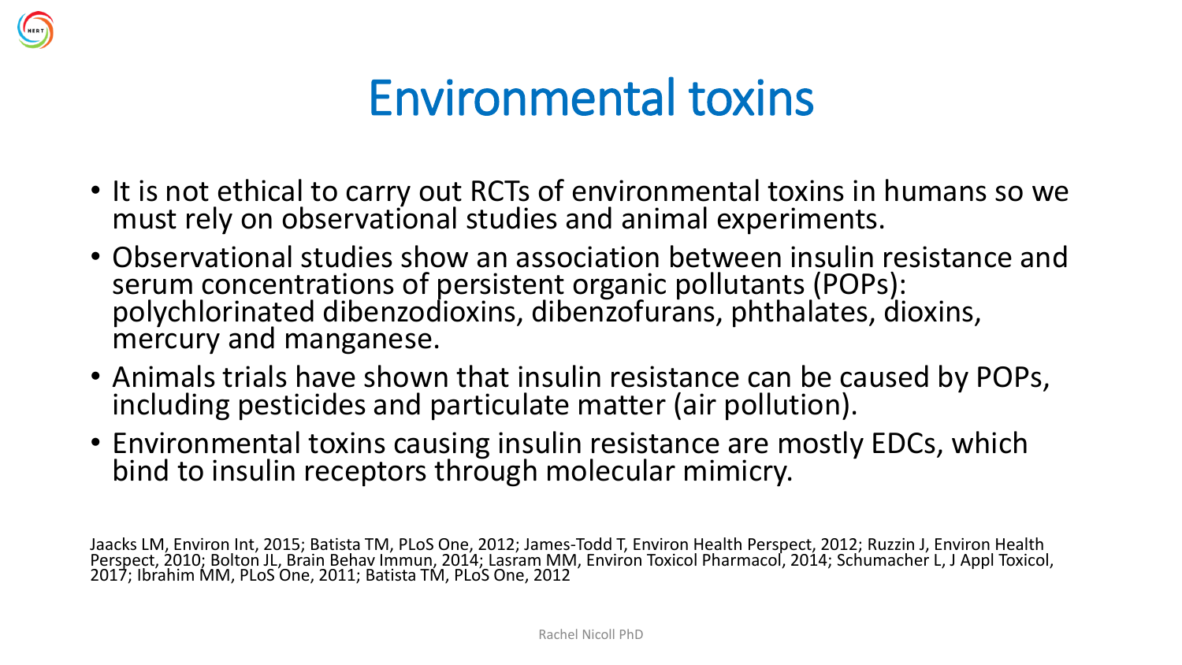# Environmental toxins

- It is not ethical to carry out RCTs of environmental toxins in humans so we must rely on observational studies and animal experiments.
- Observational studies show an association between insulin resistance and serum concentrations of persistent organic pollutants (POPs): polychlorinated dibenzodioxins, dibenzofurans, phthalates, dioxins, mercury and manganese.
- Animals trials have shown that insulin resistance can be caused by POPs, including pesticides and particulate matter (air pollution).
- Environmental toxins causing insulin resistance are mostly EDCs, which bind to insulin receptors through molecular mimicry.

Jaacks LM, Environ Int, 2015; Batista TM, PLoS One, 2012; James-Todd T, Environ Health Perspect, 2012; Ruzzin J, Environ Health Perspect, 2010; Bolton JL, Brain Behav Immun, 2014; Lasram MM, Environ Toxicol Pharmacol, 2014; Schumacher L, J Appl Toxicol, 2017; Ibrahim MM, PLoS One, 2011; Batista TM, PLoS One, 2012

Rachel Nicoll PhD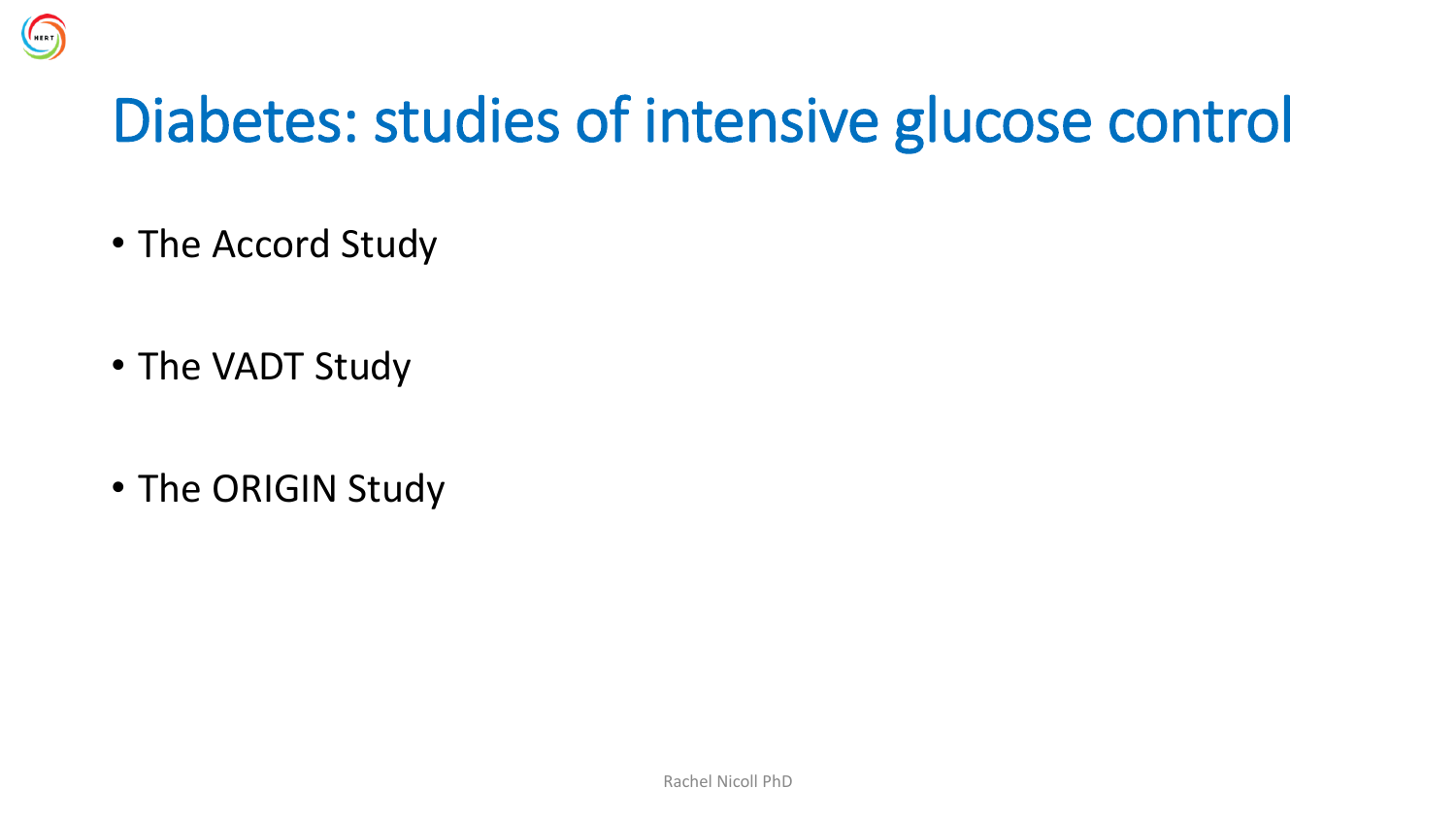# Diabetes: studies of intensive glucose control

- The Accord Study
- The VADT Study
- The ORIGIN Study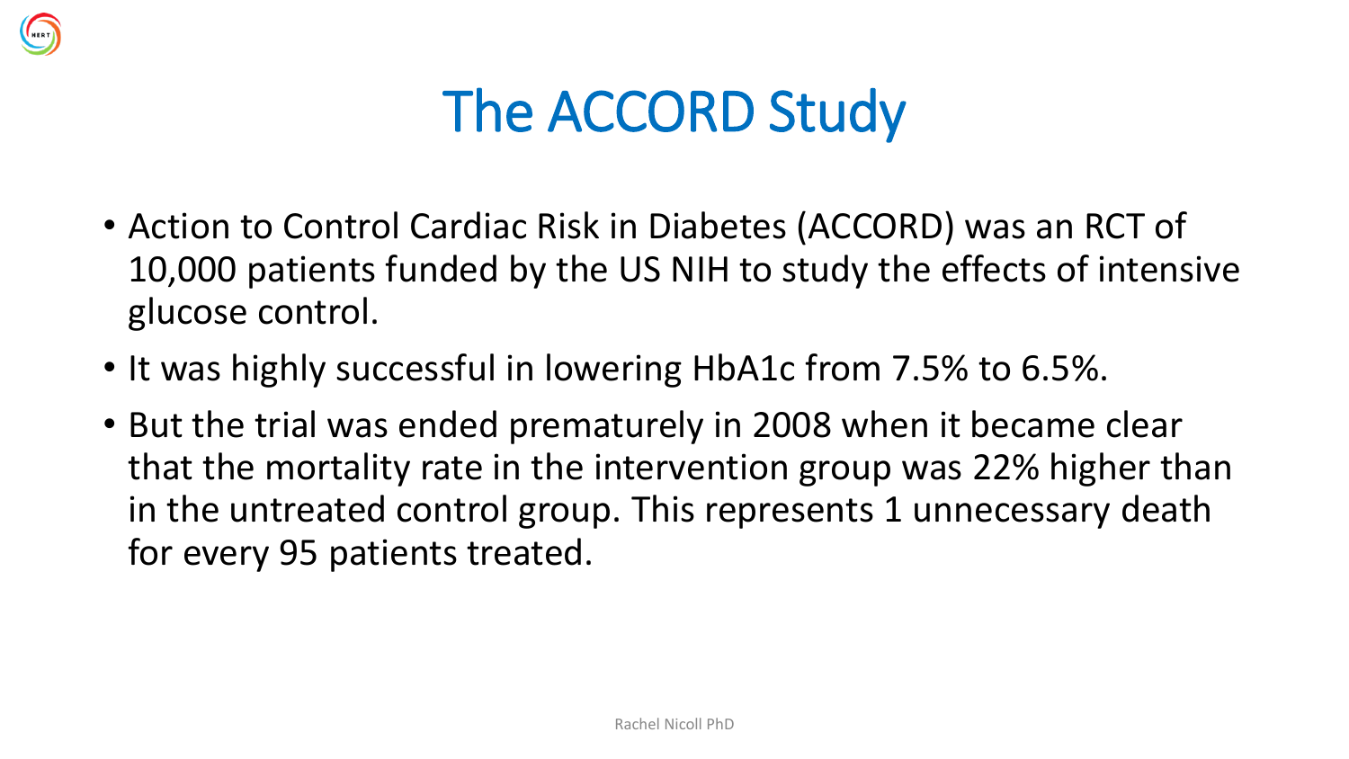# The ACCORD Study

- Action to Control Cardiac Risk in Diabetes (ACCORD) was an RCT of 10,000 patients funded by the US NIH to study the effects of intensive glucose control.
- It was highly successful in lowering HbA1c from 7.5% to 6.5%.
- But the trial was ended prematurely in 2008 when it became clear that the mortality rate in the intervention group was 22% higher than in the untreated control group. This represents 1 unnecessary death for every 95 patients treated.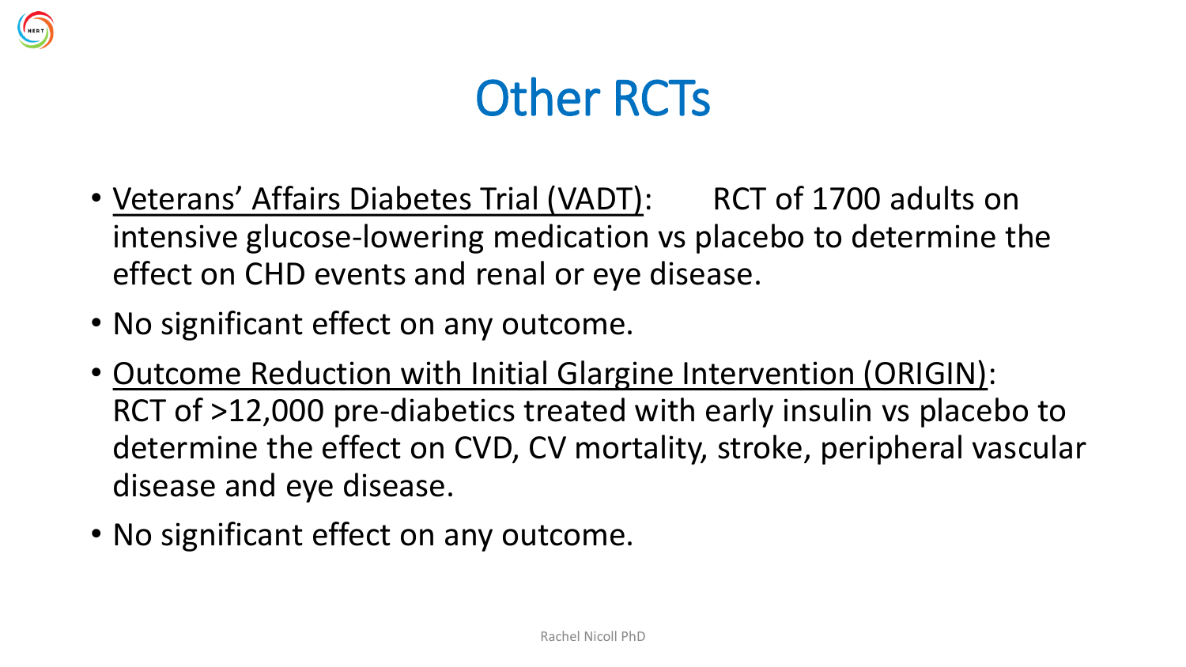# Other RCTs

- Veterans' Affairs Diabetes Trial (VADT): RCT of 1700 adults on intensive glucose-lowering medication vs placebo to determine the effect on CHD events and renal or eye disease.
- No significant effect on any outcome.
- Outcome Reduction with Initial Glargine Intervention (ORIGIN): RCT of >12,000 pre-diabetics treated with early insulin vs placebo to determine the effect on CVD, CV mortality, stroke, peripheral vascular disease and eye disease.
- No significant effect on any outcome.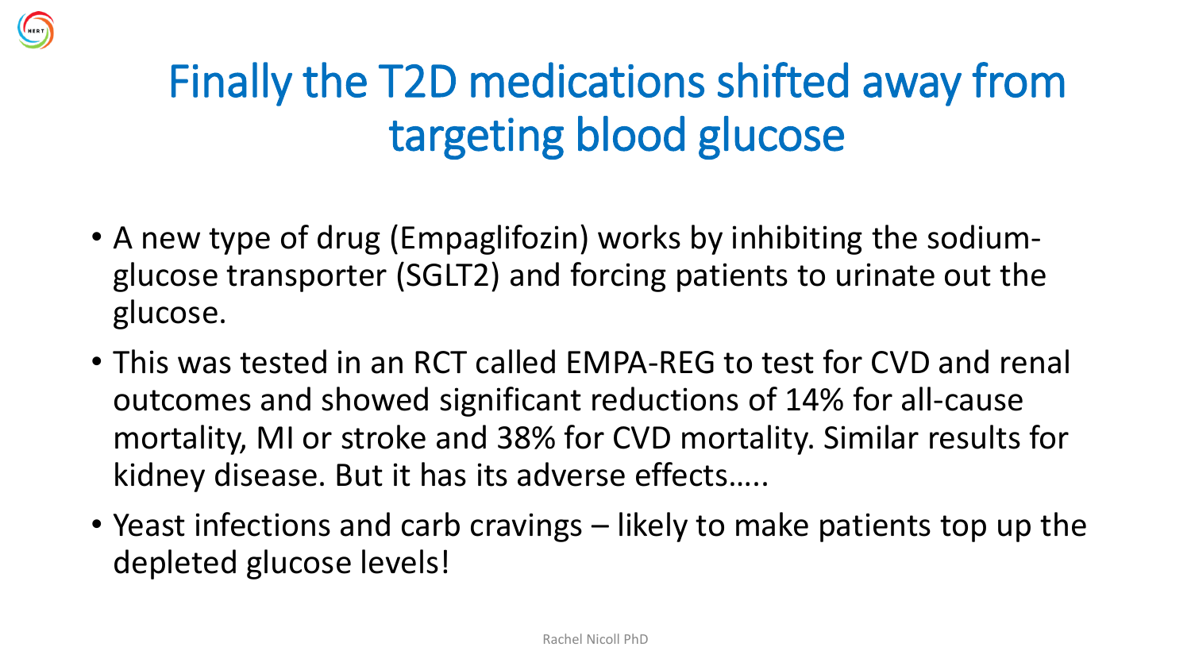# Finally the T2D medications shifted away from targeting blood glucose

- A new type of drug (Empaglifozin) works by inhibiting the sodium-glucose transporter (SGLT2) and forcing patients to urinate out the glucose.
- This was tested in an RCT called EMPA-REG to test for CVD and renal outcomes and showed significant reductions of 14% for all-cause mortality, MI or stroke and 38% for CVD mortality. Similar results for kidney disease. But it has its adverse effects…..
- Yeast infections and carb cravings – likely to make patients top up the depleted glucose levels!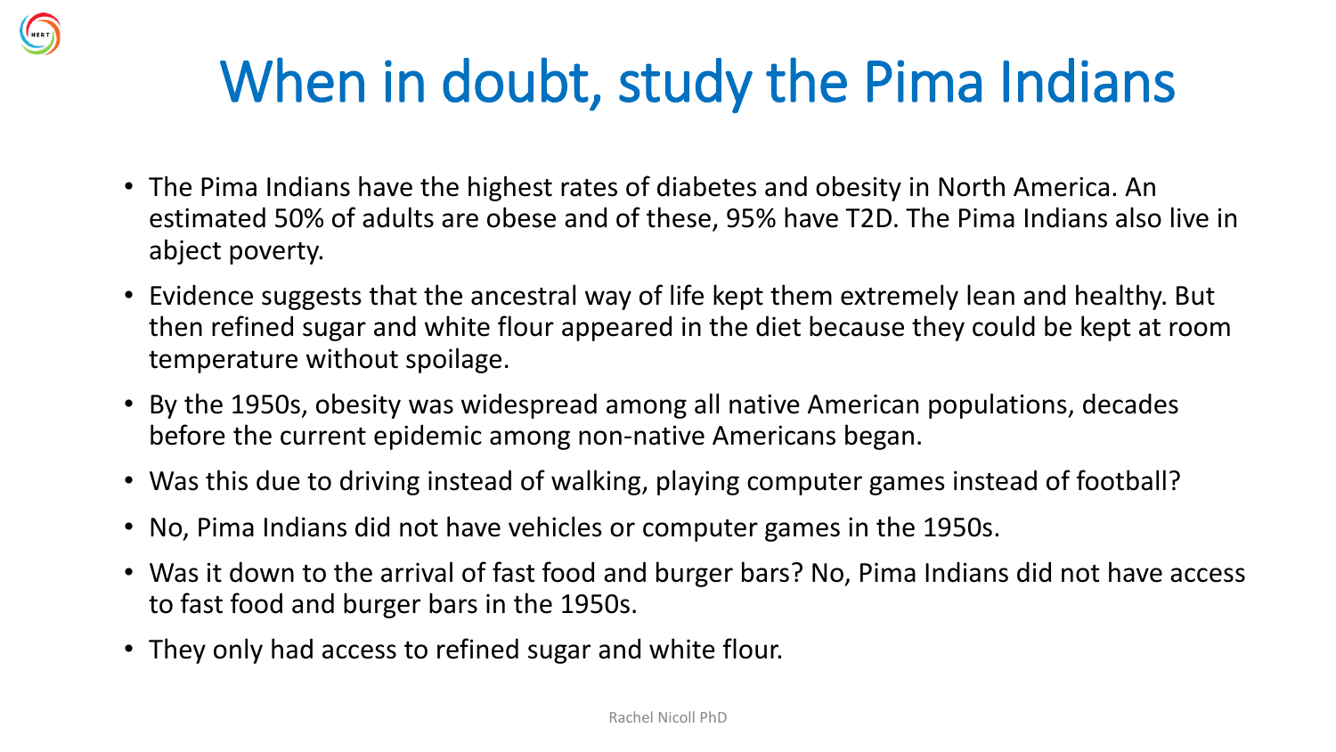# When in doubt, study the Pima Indians

- The Pima Indians have the highest rates of diabetes and obesity in North America. An estimated 50% of adults are obese and of these, 95% have T2D. The Pima Indians also live in abject poverty.
- Evidence suggests that the ancestral way of life kept them extremely lean and healthy. But then refined sugar and white flour appeared in the diet because they could be kept at room temperature without spoilage.
- By the 1950s, obesity was widespread among all native American populations, decades before the current epidemic among non-native Americans began.
- Was this due to driving instead of walking, playing computer games instead of football?
- No, Pima Indians did not have vehicles or computer games in the 1950s.
- Was it down to the arrival of fast food and burger bars? No, Pima Indians did not have access to fast food and burger bars in the 1950s.
- They only had access to refined sugar and white flour.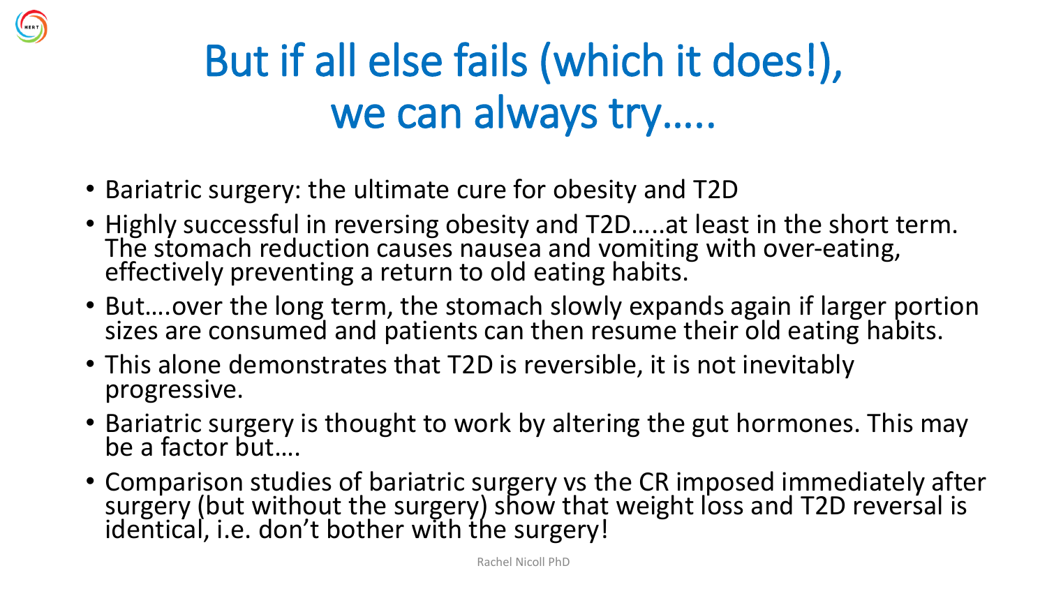# But if all else fails (which it does!), we can always try…..

- Bariatric surgery: the ultimate cure for obesity and T2D
- Highly successful in reversing obesity and T2D…..at least in the short term. The stomach reduction causes nausea and vomiting with over-eating, effectively preventing a return to old eating habits.
- But….over the long term, the stomach slowly expands again if larger portion sizes are consumed and patients can then resume their old eating habits.
- This alone demonstrates that T2D is reversible, it is not inevitably progressive.
- Bariatric surgery is thought to work by altering the gut hormones. This may be a factor but….
- Comparison studies of bariatric surgery vs the CR imposed immediately after surgery (but without the surgery) show that weight loss and T2D reversal is identical, i.e. don't bother with the surgery!

Rachel Nicoll PhD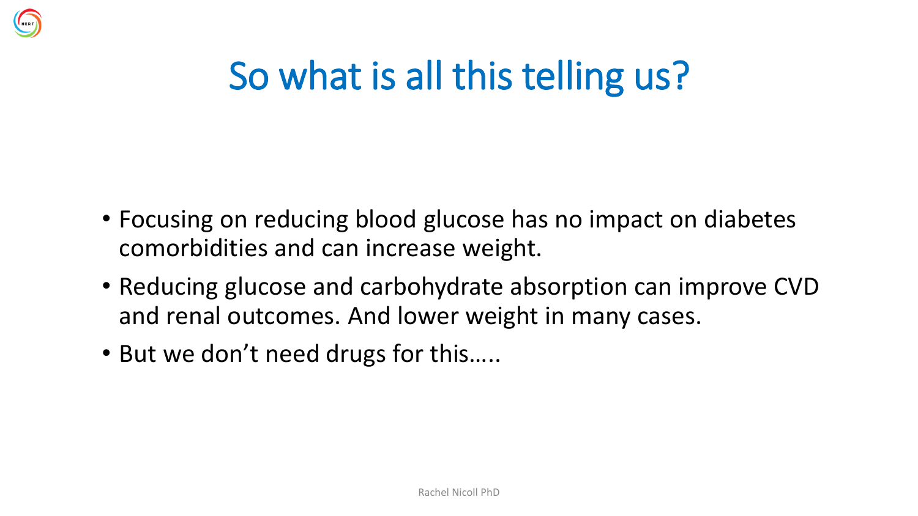# So what is all this telling us?

- Focusing on reducing blood glucose has no impact on diabetes comorbidities and can increase weight.
- Reducing glucose and carbohydrate absorption can improve CVD and renal outcomes. And lower weight in many cases.
- But we don’t need drugs for this…..